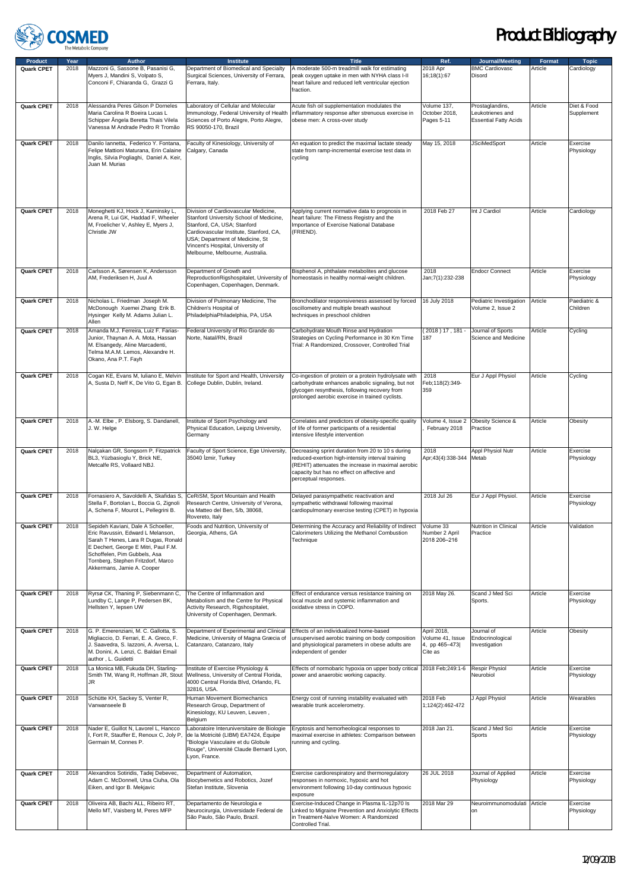# Product Bibliography

| Product | Year | Author | Institute | Title | Ref. | Journal/Meeting | Format | Topic |
|---|---|---|---|---|---|---|---|---|
| **Quark CPET** | 2018 | Mazzoni G, Sassone B, Pasanisi G, Myers J, Mandini S, Volpato S, Conconi F, Chiaranda G, Grazzi G | Department of Biomedical and Specialty Surgical Sciences, University of Ferrara, Ferrara, Italy. | A moderate 500-m treadmill walk for estimating peak oxygen uptake in men with NYHA class I-II heart failure and reduced left ventricular ejection fraction. | 2018 Apr 16;18(1):67 | BMC Cardiovasc Disord | Article | Cardiology |
| **Quark CPET** | 2018 | Alessandra Peres Gilson P Dorneles Maria Carolina R Boeira Lucas L Schipper Ângela Beretta Thais Vilela Vanessa M Andrade Pedro R Tromão | Laboratory of Cellular and Molecular Immunology, Federal University of Health Sciences of Porto Alegre, Porto Alegre, RS 90050-170, Brazil | Acute fish oil supplementation modulates the inflammatory response after strenuous exercise in obese men: A cross-over study | Volume 137, October 2018, Pages 5-11 | Prostaglandins, Leukotrienes and Essential Fatty Acids | Article | Diet & Food Supplement |
| **Quark CPET** | 2018 | Danilo Iannetta, Federico Y. Fontana, Felipe Mattioni Maturana, Erin Calaine Inglis, Silvia Pogliaghi, Daniel A. Keir, Juan M. Murias | Faculty of Kinesiology, University of Calgary, Canada | An equation to predict the maximal lactate steady state from ramp-incremental exercise test data in cycling | May 15, 2018 | JSciMedSport | Article | Exercise Physiology |
| **Quark CPET** | 2018 | Moneghetti KJ, Hock J, Kaminsky L, Arena R, Lui GK, Haddad F, Wheeler M, Froelicher V, Ashley E, Myers J, Christle JW | Division of Cardiovascular Medicine, Stanford University School of Medicine, Stanford, CA, USA; Stanford Cardiovascular Institute, Stanford, CA, USA; Department of Medicine, St Vincent's Hospital, University of Melbourne, Melbourne, Australia. | Applying current normative data to prognosis in heart failure: The Fitness Registry and the Importance of Exercise National Database (FRIEND). | 2018 Feb 27 | Int J Cardiol | Article | Cardiology |
| **Quark CPET** | 2018 | Carlsson A, Sørensen K, Andersson AM, Frederiksen H, Juul A | Department of Growth and ReproductionRigshospitalet, University of Copenhagen, Copenhagen, Denmark. | Bisphenol A, phthalate metabolites and glucose homeostasis in healthy normal-weight children. | 2018 Jan;7(1):232-238 | Endocr Connect | Article | Exercise Physiology |
| **Quark CPET** | 2018 | Nicholas L. Friedman Joseph M. McDonough Xuemei Zhang Erik B. Hysinger Kelly M. Adams Julian L. Allen | Division of Pulmonary Medicine, The Children's Hospital of PhiladelphiaPhiladelphia, PA, USA | Bronchodilator responsiveness assessed by forced oscillometry and multiple breath washout techniques in preschool children | 16 July 2018 | Pediatric Investigation Volume 2, Issue 2 | Article | Paediatric & Children |
| **Quark CPET** | 2018 | Amanda M.J. Ferreira, Luiz F. Farias-Junior, Thaynan A. A. Mota, Hassan M. Elsangedy, Aline Marcadenti, Telma M.A.M. Lemos, Alexandre H. Okano, Ana P.T. Fayh | Federal University of Rio Grande do Norte, Natal/RN, Brazil | Carbohydrate Mouth Rinse and Hydration Strategies on Cycling Performance in 30 Km Time Trial: A Randomized, Crossover, Controlled Trial | ( 2018 ) 17 , 181 - 187 | Journal of Sports Science and Medicine | Article | Cycling |
| **Quark CPET** | 2018 | Cogan KE, Evans M, Iuliano E, Melvin A, Susta D, Neff K, De Vito G, Egan B. | Institute for Sport and Health, University College Dublin, Dublin, Ireland. | Co-ingestion of protein or a protein hydrolysate with carbohydrate enhances anabolic signaling, but not glycogen resynthesis, following recovery from prolonged aerobic exercise in trained cyclists. | 2018 Feb;118(2):349-359 | Eur J Appl Physiol | Article | Cycling |
| **Quark CPET** | 2018 | A.-M. Elbe , P. Elsborg, S. Dandanell, J. W. Helge | Institute of Sport Psychology and Physical Education, Leipzig University, Germany | Correlates and predictors of obesity-specific quality of life of former participants of a residential intensive lifestyle intervention | Volume 4, Issue 2 , February 2018 | Obesity Science & Practice | Article | Obesity |
| **Quark CPET** | 2018 | Nalçakan GR, Songsorn P, Fitzpatrick BL3, Yüzbasioglu Y, Brick NE, Metcalfe RS, Vollaard NBJ. | Faculty of Sport Science, Ege University, 35040 İzmir, Turkey | Decreasing sprint duration from 20 to 10 s during reduced-exertion high-intensity interval training (REHIT) attenuates the increase in maximal aerobic capacity but has no effect on affective and perceptual responses. | 2018 Apr;43(4):338-344 | Appl Physiol Nutr Metab | Article | Exercise Physiology |
| **Quark CPET** | 2018 | Fornasiero A, Savoldelli A, Skafidas S, Stella F, Bortolan L, Boccia G, Zignoli A, Schena F, Mourot L, Pellegrini B. | CeRiSM, Sport Mountain and Health Research Centre, University of Verona, via Matteo del Ben, 5/b, 38068, Rovereto, Italy | Delayed parasympathetic reactivation and sympathetic withdrawal following maximal cardiopulmonary exercise testing (CPET) in hypoxia | 2018 Jul 26 | Eur J Appl Physiol. | Article | Exercise Physiology |
| **Quark CPET** | 2018 | Sepideh Kaviani, Dale A Schoeller, Eric Ravussin, Edward L Melanson, Sarah T Henes, Lara R Dugas, Ronald E Dechert, George E Mitri, Paul F.M. Schoffelen, Pim Gubbels, Asa Tornberg, Stephen Fritzdorf, Marco Akkermans, Jamie A. Cooper | Foods and Nutrition, University of Georgia, Athens, GA | Determining the Accuracy and Reliability of Indirect Calorimeters Utilizing the Methanol Combustion Technique | Volume 33 Number 2 April 2018 206–216 | Nutrition in Clinical Practice | Article | Validation |
| **Quark CPET** | 2018 | Ryrsø CK, Thaning P, Siebenmann C, Lundby C, Lange P, Pedersen BK, Hellsten Y, Iepsen UW | The Centre of Inflammation and Metabolism and the Centre for Physical Activity Research, Rigshospitalet, University of Copenhagen, Denmark. | Effect of endurance versus resistance training on local muscle and systemic inflammation and oxidative stress in COPD. | 2018 May 26. | Scand J Med Sci Sports. | Article | Exercise Physiology |
| **Quark CPET** | 2018 | G. P. Emerenziani, M. C. Gallotta, S. Migliaccio, D. Ferrari, E. A. Greco, F. J. Saavedra, S. Iazzoni, A. Aversa, L. M. Donini, A. Lenzi, C. Baldari Email author , L. Guidetti | Department of Experimental and Clinical Medicine, University of Magna Græcia of Catanzaro, Catanzaro, Italy | Effects of an individualized home-based unsupervised aerobic training on body composition and physiological parameters in obese adults are independent of gender | April 2018, Volume 41, Issue 4, pp 465–473\| Cite as | Journal of Endocrinological Investigation | Article | Obesity |
| **Quark CPET** | 2018 | La Monica MB, Fukuda DH, Starling-Smith TM, Wang R, Hoffman JR, Stout JR | Institute of Exercise Physiology & Wellness, University of Central Florida, 4000 Central Florida Blvd, Orlando, FL 32816, USA. | Effects of normobaric hypoxia on upper body critical power and anaerobic working capacity. | 2018 Feb;249:1-6 | Respir Physiol Neurobiol | Article | Exercise Physiology |
| **Quark CPET** | 2018 | Schütte KH, Sackey S, Venter R, Vanwanseele B | Human Movement Biomechanics Research Group, Department of Kinesiology, KU Leuven, Leuven , Belgium | Energy cost of running instability evaluated with wearable trunk accelerometry. | 2018 Feb 1;124(2):462-472 | J Appl Physiol | Article | Wearables |
| **Quark CPET** | 2018 | Nader E, Guillot N, Lavorel L, Hancco I, Fort R, Stauffer E, Renoux C, Joly P, Germain M, Connes P. | Laboratoire Interuniversitaire de Biologie de la Motricité (LIBM) EA7424, Équipe "Biologie Vasculaire et du Globule Rouge", Université Claude Bernard Lyon, Lyon, France. | Eryptosis and hemorheological responses to maximal exercise in athletes: Comparison between running and cycling. | 2018 Jan 21. | Scand J Med Sci Sports | Article | Exercise Physiology |
| **Quark CPET** | 2018 | Alexandros Sotiridis, Tadej Debevec, Adam C. McDonnell, Ursa Ciuha, Ola Eiken, and Igor B. Mekjavic | Department of Automation, Biocybernetics and Robotics, Jozef Stefan Institute, Slovenia | Exercise cardiorespiratory and thermoregulatory responses in normoxic, hypoxic and hot environment following 10-day continuous hypoxic exposure | 26 JUL 2018 | Journal of Applied Physiology | Article | Exercise Physiology |
| **Quark CPET** | 2018 | Oliveira AB, Bachi ALL, Ribeiro RT, Mello MT, Vaisberg M, Peres MFP | Departamento de Neurologia e Neurocirurgia, Universidade Federal de São Paulo, São Paulo, Brazil. | Exercise-Induced Change in Plasma IL-12p70 Is Linked to Migraine Prevention and Anxiolytic Effects in Treatment-Naïve Women: A Randomized Controlled Trial. | 2018 Mar 29 | Neuroimmunomodulation | Article | Exercise Physiology |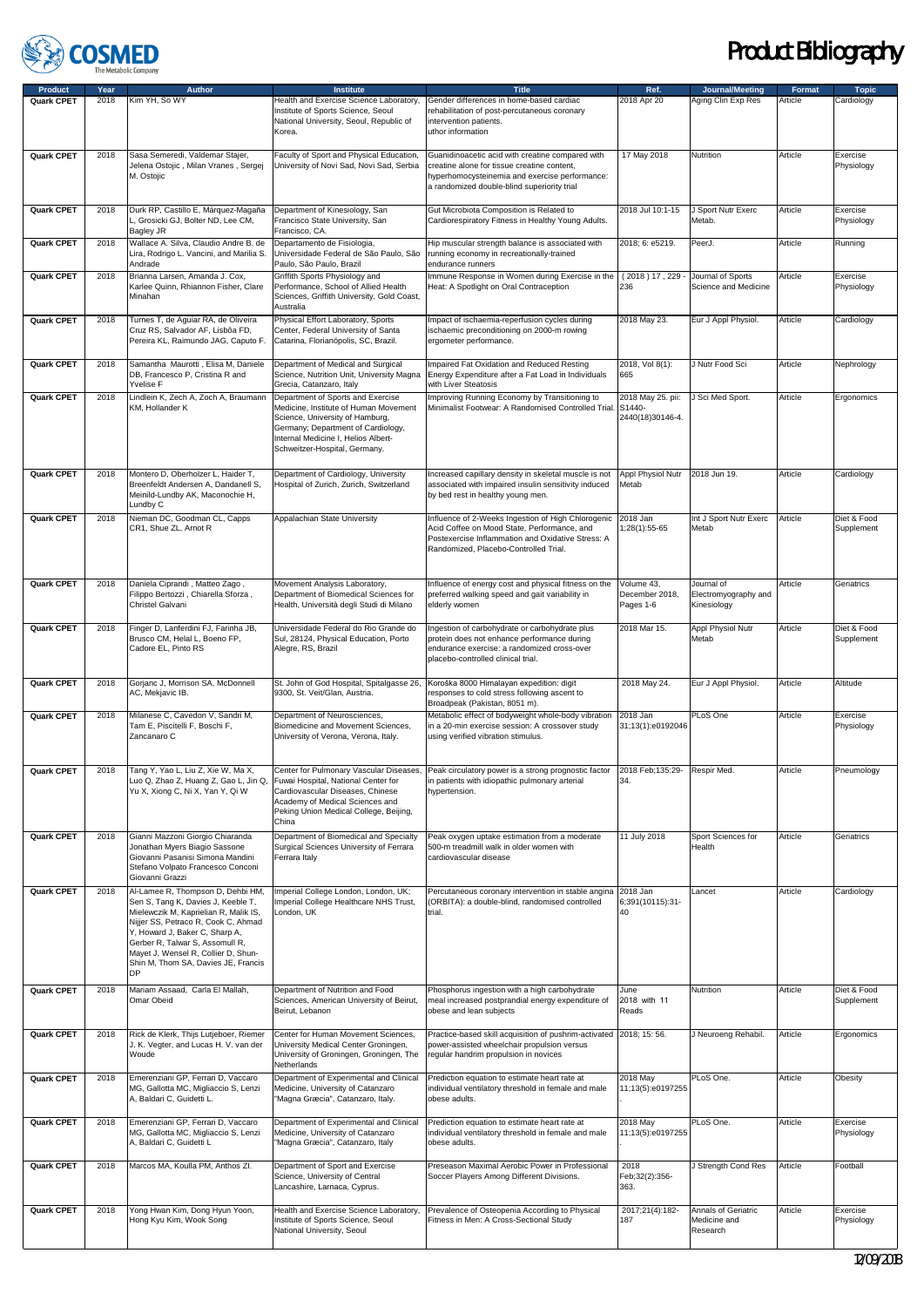# Product Bibliography

| Product | Year | Author | Institute | Title | Ref. | Journal/Meeting | Format | Topic |
|---|---|---|---|---|---|---|---|---|
| Quark CPET | 2018 | Kim YH, So WY | Health and Exercise Science Laboratory, Institute of Sports Science, Seoul National University, Seoul, Republic of Korea. | Gender differences in home-based cardiac rehabilitation of post-percutaneous coronary intervention patients. uthor information | 2018 Apr 20 | Aging Clin Exp Res | Article | Cardiology |
| Quark CPET | 2018 | Sasa Semeredi, Valdemar Stajer, Jelena Ostojic , Milan Vranes , Sergej M. Ostojic | Faculty of Sport and Physical Education, University of Novi Sad, Novi Sad, Serbia | Guanidinoacetic acid with creatine compared with creatine alone for tissue creatine content, hyperhomocysteinemia and exercise performance: a randomized double-blind superiority trial | 17 May 2018 | Nutrition | Article | Exercise Physiology |
| Quark CPET | 2018 | Durk RP, Castillo E, Márquez-Magaña L, Grosicki GJ, Bolter ND, Lee CM, Bagley JR | Department of Kinesiology, San Francisco State University, San Francisco, CA. | Gut Microbiota Composition is Related to Cardiorespiratory Fitness in Healthy Young Adults. | 2018 Jul 10:1-15 | J Sport Nutr Exerc Metab. | Article | Exercise Physiology |
| Quark CPET | 2018 | Wallace A. Silva, Claudio Andre B. de Lira, Rodrigo L. Vancini, and Marilia S. Andrade | Departamento de Fisiologia, Universidade Federal de São Paulo, São Paulo, São Paulo, Brazil | Hip muscular strength balance is associated with running economy in recreationally-trained endurance runners | 2018; 6: e5219. | PeerJ. | Article | Running |
| Quark CPET | 2018 | Brianna Larsen, Amanda J. Cox, Karlee Quinn, Rhiannon Fisher, Clare Minahan | Griffith Sports Physiology and Performance, School of Allied Health Sciences, Griffith University, Gold Coast, Australia | Immune Response in Women during Exercise in the Heat: A Spotlight on Oral Contraception | ( 2018 ) 17 , 229 - 236 | Journal of Sports Science and Medicine | Article | Exercise Physiology |
| Quark CPET | 2018 | Turnes T, de Aguiar RA, de Oliveira Cruz RS, Salvador AF, Lisbôa FD, Pereira KL, Raimundo JAG, Caputo F. | Physical Effort Laboratory, Sports Center, Federal University of Santa Catarina, Florianópolis, SC, Brazil. | Impact of ischaemia-reperfusion cycles during ischaemic preconditioning on 2000-m rowing ergometer performance. | 2018 May 23. | Eur J Appl Physiol. | Article | Cardiology |
| Quark CPET | 2018 | Samantha Maurotti , Elisa M, Daniele DB, Francesco P, Cristina R and Yvelise F | Department of Medical and Surgical Science, Nutrition Unit, University Magna Grecia, Catanzaro, Italy | Impaired Fat Oxidation and Reduced Resting Energy Expenditure after a Fat Load in Individuals with Liver Steatosis | 2018, Vol 8(1): 665 | J Nutr Food Sci | Article | Nephrology |
| Quark CPET | 2018 | Lindlein K, Zech A, Zoch A, Braumann KM, Hollander K | Department of Sports and Exercise Medicine, Institute of Human Movement Science, University of Hamburg, Germany; Department of Cardiology, Internal Medicine I, Helios Albert-Schweitzer-Hospital, Germany. | Improving Running Economy by Transitioning to Minimalist Footwear: A Randomised Controlled Trial. | 2018 May 25. pii: S1440-2440(18)30146-4. | J Sci Med Sport. | Article | Ergonomics |
| Quark CPET | 2018 | Montero D, Oberholzer L, Haider T, Breenfeldt Andersen A, Dandanell S, Meinild-Lundby AK, Maconochie H, Lundby C | Department of Cardiology, University Hospital of Zurich, Zurich, Switzerland | Increased capillary density in skeletal muscle is not associated with impaired insulin sensitivity induced by bed rest in healthy young men. | Appl Physiol Nutr Metab | 2018 Jun 19. | Article | Cardiology |
| Quark CPET | 2018 | Nieman DC, Goodman CL, Capps CR1, Shue ZL, Arnot R | Appalachian State University | Influence of 2-Weeks Ingestion of High Chlorogenic Acid Coffee on Mood State, Performance, and Postexercise Inflammation and Oxidative Stress: A Randomized, Placebo-Controlled Trial. | 2018 Jan 1;28(1):55-65 | Int J Sport Nutr Exerc Metab | Article | Diet & Food Supplement |
| Quark CPET | 2018 | Daniela Ciprandi , Matteo Zago , Filippo Bertozzi , Chiarella Sforza , Christel Galvani | Movement Analysis Laboratory, Department of Biomedical Sciences for Health, Università degli Studi di Milano | Influence of energy cost and physical fitness on the preferred walking speed and gait variability in elderly women | Volume 43, December 2018, Pages 1-6 | Journal of Electromyography and Kinesiology | Article | Geriatrics |
| Quark CPET | 2018 | Finger D, Lanferdini FJ, Farinha JB, Brusco CM, Helal L, Boeno FP, Cadore EL, Pinto RS | Universidade Federal do Rio Grande do Sul, 28124, Physical Education, Porto Alegre, RS, Brazil | Ingestion of carbohydrate or carbohydrate plus protein does not enhance performance during endurance exercise: a randomized cross-over placebo-controlled clinical trial. | 2018 Mar 15. | Appl Physiol Nutr Metab | Article | Diet & Food Supplement |
| Quark CPET | 2018 | Gorjanc J, Morrison SA, McDonnell AC, Mekjavic IB. | St. John of God Hospital, Spitalgasse 26, 9300, St. Veit/Glan, Austria. | Koroška 8000 Himalayan expedition: digit responses to cold stress following ascent to Broadpeak (Pakistan, 8051 m). | 2018 May 24. | Eur J Appl Physiol. | Article | Altitude |
| Quark CPET | 2018 | Milanese C, Cavedon V, Sandri M, Tam E, Piscitelli F, Boschi F, Zancanaro C | Department of Neurosciences, Biomedicine and Movement Sciences, University of Verona, Verona, Italy. | Metabolic effect of bodyweight whole-body vibration in a 20-min exercise session: A crossover study using verified vibration stimulus. | 2018 Jan 31;13(1):e0192046 | PLoS One | Article | Exercise Physiology |
| Quark CPET | 2018 | Tang Y, Yao L, Liu Z, Xie W, Ma X, Luo Q, Zhao Z, Huang Z, Gao L, Jin Q, Yu X, Xiong C, Ni X, Yan Y, Qi W | Center for Pulmonary Vascular Diseases, Fuwai Hospital, National Center for Cardiovascular Diseases, Chinese Academy of Medical Sciences and Peking Union Medical College, Beijing, China | Peak circulatory power is a strong prognostic factor in patients with idiopathic pulmonary arterial hypertension. | 2018 Feb;135:29-34. | Respir Med. | Article | Pneumology |
| Quark CPET | 2018 | Gianni Mazzoni Giorgio Chiaranda Jonathan Myers Biagio Sassone Giovanni Pasanisi Simona Mandini Stefano Volpato Francesco Conconi Giovanni Grazzi | Department of Biomedical and Specialty Surgical Sciences University of Ferrara Ferrara Italy | Peak oxygen uptake estimation from a moderate 500-m treadmill walk in older women with cardiovascular disease | 11 July 2018 | Sport Sciences for Health | Article | Geriatrics |
| Quark CPET | 2018 | Al-Lamee R, Thompson D, Dehbi HM, Sen S, Tang K, Davies J, Keeble T, Mielewczik M, Kaprielian R, Malik IS, Nijjer SS, Petraco R, Cook C, Ahmad Y, Howard J, Baker C, Sharp A, Gerber R, Talwar S, Assomull R, Mayet J, Wensel R, Collier D, Shun-Shin M, Thom SA, Davies JE, Francis DP | Imperial College London, London, UK; Imperial College Healthcare NHS Trust, London, UK | Percutaneous coronary intervention in stable angina (ORBITA): a double-blind, randomised controlled trial. | 2018 Jan 6;391(10115):31-40 | Lancet | Article | Cardiology |
| Quark CPET | 2018 | Mariam Assaad, Carla El Mallah, Omar Obeid | Department of Nutrition and Food Sciences, American University of Beirut, Beirut, Lebanon | Phosphorus ingestion with a high carbohydrate meal increased postprandial energy expenditure of obese and lean subjects | June 2018 with 11 Reads | Nutrition | Article | Diet & Food Supplement |
| Quark CPET | 2018 | Rick de Klerk, Thijs Lutjeboer, Riemer J. K. Vegter, and Lucas H. V. van der Woude | Center for Human Movement Sciences, University Medical Center Groningen, University of Groningen, Groningen, The Netherlands | Practice-based skill acquisition of pushrim-activated power-assisted wheelchair propulsion versus regular handrim propulsion in novices | 2018; 15: 56. | J Neuroeng Rehabil. | Article | Ergonomics |
| Quark CPET | 2018 | Emerenziani GP, Ferrari D, Vaccaro MG, Gallotta MC, Migliaccio S, Lenzi A, Baldari C, Guidetti L. | Department of Experimental and Clinical Medicine, University of Catanzaro "Magna Græcia", Catanzaro, Italy. | Prediction equation to estimate heart rate at individual ventilatory threshold in female and male obese adults. | 2018 May 11;13(5):e0197255 . | PLoS One. | Article | Obesity |
| Quark CPET | 2018 | Emerenziani GP, Ferrari D, Vaccaro MG, Gallotta MC, Migliaccio S, Lenzi A, Baldari C, Guidetti L | Department of Experimental and Clinical Medicine, University of Catanzaro "Magna Græcia", Catanzaro, Italy | Prediction equation to estimate heart rate at individual ventilatory threshold in female and male obese adults. | 2018 May 11;13(5):e0197255 | PLoS One. | Article | Exercise Physiology |
| Quark CPET | 2018 | Marcos MA, Koulla PM, Anthos ZI. | Department of Sport and Exercise Science, University of Central Lancashire, Larnaca, Cyprus. | Preseason Maximal Aerobic Power in Professional Soccer Players Among Different Divisions. | 2018 Feb;32(2):356-363. | J Strength Cond Res | Article | Football |
| Quark CPET | 2018 | Yong Hwan Kim, Dong Hyun Yoon, Hong Kyu Kim, Wook Song | Health and Exercise Science Laboratory, Institute of Sports Science, Seoul National University, Seoul | Prevalence of Osteopenia According to Physical Fitness in Men: A Cross-Sectional Study | 2017;21(4):182-187 | Annals of Geriatric Medicine and Research | Article | Exercise Physiology |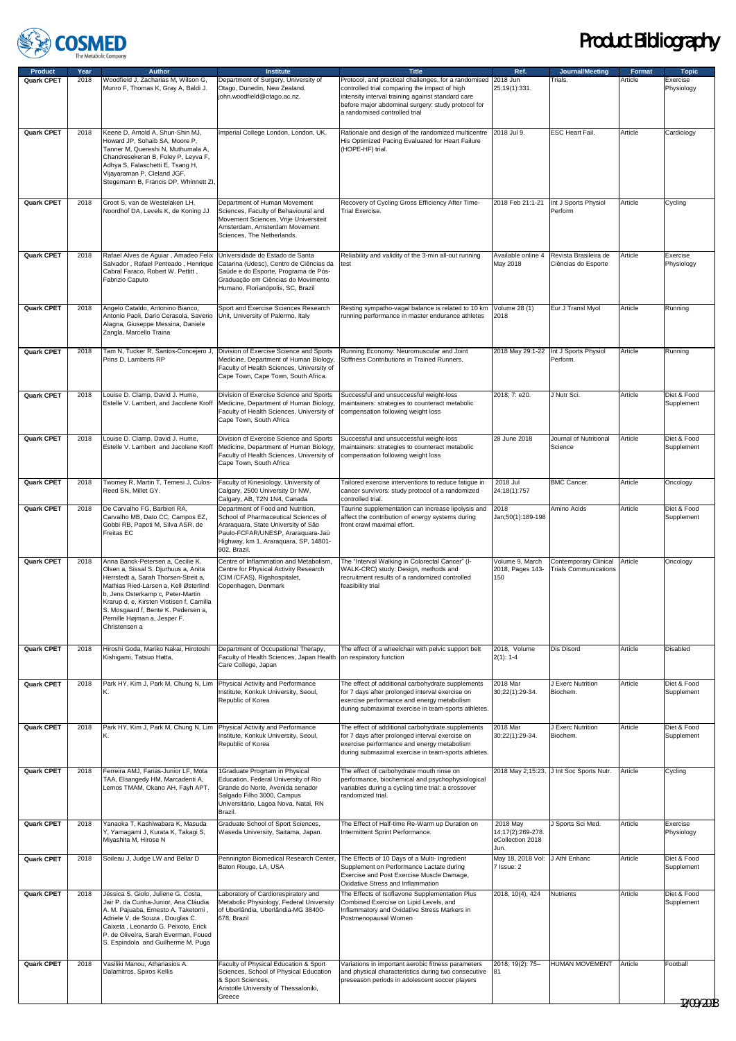| Product | Year | Author | Institute | Title | Ref. | Journal/Meeting | Format | Topic |
|---|---|---|---|---|---|---|---|---|
| **Quark CPET** | 2018 | Woodfield J, Zacharias M, Wilson G, Munro F, Thomas K, Gray A, Baldi J. | Department of Surgery, University of Otago, Dunedin, New Zealand. john.woodfield@otago.ac.nz. | Protocol, and practical challenges, for a randomised controlled trial comparing the impact of high intensity interval training against standard care before major abdominal surgery: study protocol for a randomised controlled trial | 2018 Jun 25;19(1):331. | Trials. | Article | Exercise Physiology |
| **Quark CPET** | 2018 | Keene D, Arnold A, Shun-Shin MJ, Howard JP, Sohaib SA, Moore P, Tanner M, Quereshi N, Muthumala A, Chandresekeran B, Foley P, Leyva F, Adhya S, Falaschetti E, Tsang H, Vijayaraman P, Cleland JGF, Stegemann B, Francis DP, Whinnett ZI, | Imperial College London, London, UK. | Rationale and design of the randomized multicentre His Optimized Pacing Evaluated for Heart Failure (HOPE-HF) trial. | 2018 Jul 9. | ESC Heart Fail. | Article | Cardiology |
| **Quark CPET** | 2018 | Groot S, van de Westelaken LH, Noordhof DA, Levels K, de Koning JJ | Department of Human Movement Sciences, Faculty of Behavioural and Movement Sciences, Vrije Universiteit Amsterdam, Amsterdam Movement Sciences, The Netherlands. | Recovery of Cycling Gross Efficiency After Time-Trial Exercise. | 2018 Feb 21:1-21 | Int J Sports Physiol Perform | Article | Cycling |
| **Quark CPET** | 2018 | Rafael Alves de Aguiar , Amadeo Felix Salvador , Rafael Penteado , Henrique Cabral Faraco, Robert W. Pettitt , Fabrizio Caputo | Universidade do Estado de Santa Catarina (Udesc), Centro de Ciências da Saúde e do Esporte, Programa de Pós-Graduação em Ciências do Movimento Humano, Florianópolis, SC, Brazil | Reliability and validity of the 3-min all-out running test | Available online 4 May 2018 | Revista Brasileira de Ciências do Esporte | Article | Exercise Physiology |
| **Quark CPET** | 2018 | Angelo Cataldo, Antonino Bianco, Antonio Paoli, Dario Cerasola, Saverio Alagna, Giuseppe Messina, Daniele Zangla, Marcello Traina | Sport and Exercise Sciences Research Unit, University of Palermo, Italy | Resting sympatho-vagal balance is related to 10 km running performance in master endurance athletes | Volume 28 (1) 2018 | Eur J Transl Myol | Article | Running |
| **Quark CPET** | 2018 | Tam N, Tucker R, Santos-Concejero J, Prins D, Lamberts RP | Division of Exercise Science and Sports Medicine, Department of Human Biology, Faculty of Health Sciences, University of Cape Town, Cape Town, South Africa. | Running Economy: Neuromuscular and Joint Stiffness Contributions in Trained Runners. | 2018 May 29:1-22 | Int J Sports Physiol Perform. | Article | Running |
| **Quark CPET** | 2018 | Louise D. Clamp, David J. Hume, Estelle V. Lambert, and Jacolene Kroff | Division of Exercise Science and Sports Medicine, Department of Human Biology, Faculty of Health Sciences, University of Cape Town, South Africa | Successful and unsuccessful weight-loss maintainers: strategies to counteract metabolic compensation following weight loss | 2018; 7: e20. | J Nutr Sci. | Article | Diet & Food Supplement |
| **Quark CPET** | 2018 | Louise D. Clamp, David J. Hume, Estelle V. Lambert and Jacolene Kroff | Division of Exercise Science and Sports Medicine, Department of Human Biology, Faculty of Health Sciences, University of Cape Town, South Africa | Successful and unsuccessful weight-loss maintainers: strategies to counteract metabolic compensation following weight loss | 28 June 2018 | Journal of Nutritional Science | Article | Diet & Food Supplement |
| **Quark CPET** | 2018 | Twomey R, Martin T, Temesi J, Culos-Reed SN, Millet GY. | Faculty of Kinesiology, University of Calgary, 2500 University Dr NW, Calgary, AB, T2N 1N4, Canada | Tailored exercise interventions to reduce fatigue in cancer survivors: study protocol of a randomized controlled trial. | 2018 Jul 24;18(1):757 | BMC Cancer. | Article | Oncology |
| **Quark CPET** | 2018 | De Carvalho FG, Barbieri RA, Carvalho MB, Dato CC, Campos EZ, Gobbi RB, Papoti M, Silva ASR, de Freitas EC | Department of Food and Nutrition, School of Pharmaceutical Sciences of Araraquara, State University of São Paulo-FCFAR/UNESP, Araraquara-Jaú Highway, km 1, Araraquara, SP, 14801-902, Brazil. | Taurine supplementation can increase lipolysis and affect the contribution of energy systems during front crawl maximal effort. | 2018 Jan;50(1):189-198 | Amino Acids | Article | Diet & Food Supplement |
| **Quark CPET** | 2018 | Anna Banck-Petersen a, Cecilie K. Olsen a, Sissal S. Djurhuus a, Anita Herrstedt a, Sarah Thorsen-Streit a, Mathias Ried-Larsen a, Kell Østerlind b, Jens Osterkamp c, Peter-Martin Krarup d, e, Kirsten Vistisen f, Camilla S. Mosgaard f, Bente K. Pedersen a, Pernille Højman a, Jesper F. Christensen a | Centre of Inflammation and Metabolism, Centre for Physical Activity Research (CIM /CFAS), Rigshospitalet, Copenhagen, Denmark | The "Interval Walking in Colorectal Cancer" (I-WALK-CRC) study: Design, methods and recruitment results of a randomized controlled feasibility trial | Volume 9, March 2018, Pages 143-150 | Contemporary Clinical Trials Communications | Article | Oncology |
| **Quark CPET** | 2018 | Hiroshi Goda, Mariko Nakai, Hirotoshi Kishigami, Tatsuo Hatta, | Department of Occupational Therapy, Faculty of Health Sciences, Japan Health Care College, Japan | The effect of a wheelchair with pelvic support belt on respiratory function | 2018, Volume 2(1): 1-4 | Dis Disord | Article | Disabled |
| **Quark CPET** | 2018 | Park HY, Kim J, Park M, Chung N, Lim K. | Physical Activity and Performance Institute, Konkuk University, Seoul, Republic of Korea | The effect of additional carbohydrate supplements for 7 days after prolonged interval exercise on exercise performance and energy metabolism during submaximal exercise in team-sports athletes. | 2018 Mar 30;22(1):29-34. | J Exerc Nutrition Biochem. | Article | Diet & Food Supplement |
| **Quark CPET** | 2018 | Park HY, Kim J, Park M, Chung N, Lim K. | Physical Activity and Performance Institute, Konkuk University, Seoul, Republic of Korea | The effect of additional carbohydrate supplements for 7 days after prolonged interval exercise on exercise performance and energy metabolism during submaximal exercise in team-sports athletes. | 2018 Mar 30;22(1):29-34. | J Exerc Nutrition Biochem. | Article | Diet & Food Supplement |
| **Quark CPET** | 2018 | Ferreira AMJ, Farias-Junior LF, Mota TAA, Elsangedy HM, Marcadenti A, Lemos TMAM, Okano AH, Fayh APT. | 1Graduate Progrtam in Physical Education, Federal University of Rio Grande do Norte, Avenida senador Salgado Filho 3000, Campus Universitário, Lagoa Nova, Natal, RN Brazil. | The effect of carbohydrate mouth rinse on performance, biochemical and psychophysiological variables during a cycling time trial: a crossover randomized trial. | 2018 May 2;15:23. | J Int Soc Sports Nutr. | Article | Cycling |
| **Quark CPET** | 2018 | Yanaoka T, Kashiwabara K, Masuda Y, Yamagami J, Kurata K, Takagi S, Miyashita M, Hirose N | Graduate School of Sport Sciences, Waseda University, Saitama, Japan. | The Effect of Half-time Re-Warm up Duration on Intermittent Sprint Performance. | 2018 May 14;17(2):269-278. eCollection 2018 Jun. | J Sports Sci Med. | Article | Exercise Physiology |
| **Quark CPET** | 2018 | Soileau J, Judge LW and Bellar D | Pennington Biomedical Research Center, Baton Rouge, LA, USA | The Effects of 10 Days of a Multi- Ingredient Supplement on Performance Lactate during Exercise and Post Exercise Muscle Damage, Oxidative Stress and Inflammation | May 18, 2018 Vol: 7 Issue: 2 | J Athl Enhanc | Article | Diet & Food Supplement |
| **Quark CPET** | 2018 | Jéssica S. Giolo, Juliene G. Costa, Jair P. da Cunha-Junior, Ana Cláudia A. M. Pajuaba, Ernesto A. Taketomi , Adriele V. de Souza , Douglas C. Caixeta , Leonardo G. Peixoto, Erick P. de Oliveira, Sarah Everman, Foued S. Espindola and Guilherme M. Puga | Laboratory of Cardiorespiratory and Metabolic Physiology, Federal University of Uberlândia, Uberlândia-MG 38400-678, Brazil | The Effects of Isoflavone Supplementation Plus Combined Exercise on Lipid Levels, and Inflammatory and Oxidative Stress Markers in Postmenopausal Women | 2018, 10(4), 424 | Nutrients | Article | Diet & Food Supplement |
| **Quark CPET** | 2018 | Vasiliki Manou, Athanasios A. Dalamitros, Spiros Kellis | Faculty of Physical Education & Sport Sciences, School of Physical Education & Sport Sciences, Aristotle University of Thessaloniki, Greece | Variations in important aerobic fitness parameters and physical characteristics during two consecutive preseason periods in adolescent soccer players | 2018; 19(2): 75–81 | HUMAN MOVEMENT | Article | Football |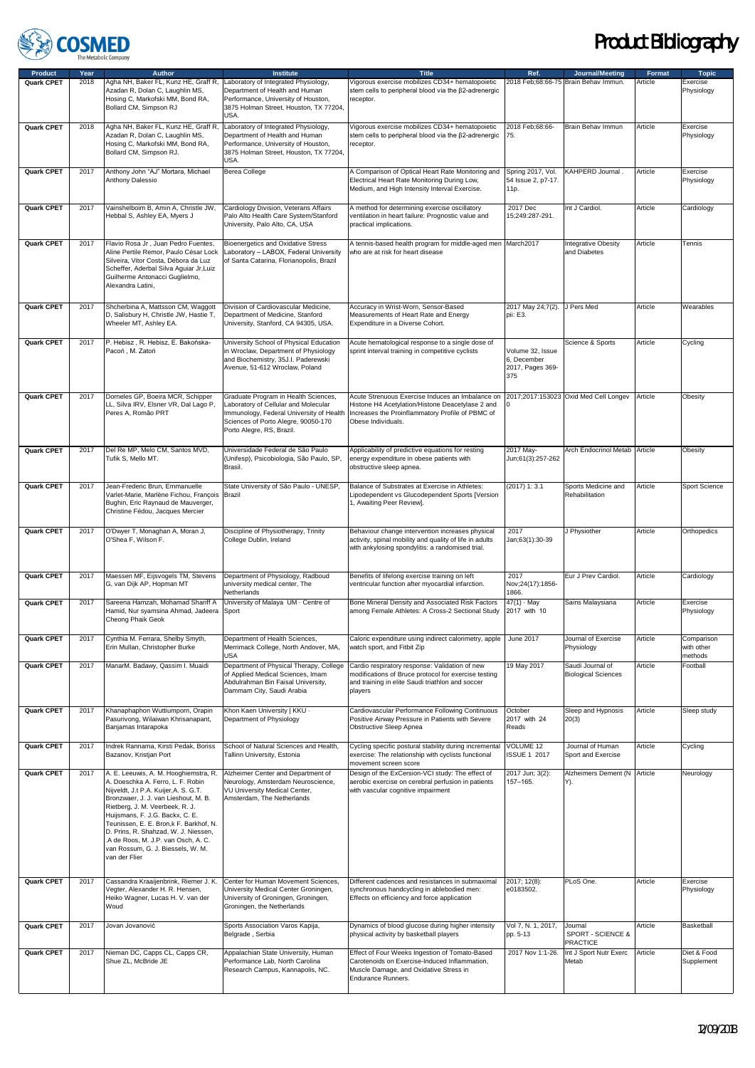| Product | Year | Author | Institute | Title | Ref. | Journal/Meeting | Format | Topic |
|---|---|---|---|---|---|---|---|---|
| **Quark CPET** | 2018 | Agha NH, Baker FL, Kunz HE, Graff R, Azadan R, Dolan C, Laughlin MS, Hosing C, Markofski MM, Bond RA, Bollard CM, Simpson RJ | Laboratory of Integrated Physiology, Department of Health and Human Performance, University of Houston, 3875 Holman Street, Houston, TX 77204, USA. | Vigorous exercise mobilizes CD34+ hematopoietic stem cells to peripheral blood via the β2-adrenergic receptor. | 2018 Feb;68:66-75 | Brain Behav Immun. | Article | Exercise Physiology |
| **Quark CPET** | 2018 | Agha NH, Baker FL, Kunz HE, Graff R, Azadan R, Dolan C, Laughlin MS, Hosing C, Markofski MM, Bond RA, Bollard CM, Simpson RJ. | Laboratory of Integrated Physiology, Department of Health and Human Performance, University of Houston, 3875 Holman Street, Houston, TX 77204, USA. | Vigorous exercise mobilizes CD34+ hematopoietic stem cells to peripheral blood via the β2-adrenergic receptor. | 2018 Feb;68:66-75. | Brain Behav Immun | Article | Exercise Physiology |
| **Quark CPET** | 2017 | Anthony John "AJ" Mortara, Michael Anthony Dalessio | Berea College | A Comparison of Optical Heart Rate Monitoring and Electrical Heart Rate Monitoring During Low, Medium, and High Intensity Interval Exercise. | Spring 2017, Vol. 54 Issue 2, p7-17. 11p. | KAHPERD Journal . | Article | Exercise Physiology |
| **Quark CPET** | 2017 | Vainshelboim B, Amin A, Christle JW, Hebbal S, Ashley EA, Myers J | Cardiology Division, Veterans Affairs Palo Alto Health Care System/Stanford University, Palo Alto, CA, USA | A method for determining exercise oscillatory ventilation in heart failure: Prognostic value and practical implications. | 2017 Dec 15;249:287-291. | Int J Cardiol. | Article | Cardiology |
| **Quark CPET** | 2017 | Flavio Rosa Jr , Juan Pedro Fuentes, Aline Pertile Remor, Paulo César Lock Silveira, Vitor Costa, Débora da Luz Scheffer, Aderbal Silva Aguiar Jr,Luiz Guilherme Antonacci Guglielmo, Alexandra Latini, | Bioenergetics and Oxidative Stress Laboratory – LABOX, Federal University of Santa Catarina, Florianopolis, Brazil | A tennis-based health program for middle-aged men who are at risk for heart disease | March2017 | Integrative Obesity and Diabetes | Article | Tennis |
| **Quark CPET** | 2017 | Shcherbina A, Mattsson CM, Waggott D, Salisbury H, Christle JW, Hastie T, Wheeler MT, Ashley EA. | Division of Cardiovascular Medicine, Department of Medicine, Stanford University, Stanford, CA 94305, USA. | Accuracy in Wrist-Worn, Sensor-Based Measurements of Heart Rate and Energy Expenditure in a Diverse Cohort. | 2017 May 24;7(2). pii: E3. | J Pers Med | Article | Wearables |
| **Quark CPET** | 2017 | P. Hebisz , R. Hebisz, E. Bakońska-Pacoń , M. Zatoń | University School of Physical Education in Wroclaw, Department of Physiology and Biochemistry, 35J.I. Paderewski Avenue, 51-612 Wroclaw, Poland | Acute hematological response to a single dose of sprint interval training in competitive cyclists | Volume 32, Issue 6, December 2017, Pages 369-375 | Science & Sports | Article | Cycling |
| **Quark CPET** | 2017 | Dorneles GP, Boeira MCR, Schipper LL, Silva IRV, Elsner VR, Dal Lago P, Peres A, Romão PRT | Graduate Program in Health Sciences, Laboratory of Cellular and Molecular Immunology, Federal University of Health Sciences of Porto Alegre, 90050-170 Porto Alegre, RS, Brazil. | Acute Strenuous Exercise Induces an Imbalance on Histone H4 Acetylation/Histone Deacetylase 2 and Increases the Proinflammatory Profile of PBMC of Obese Individuals. | 2017;2017:1530230 | Oxid Med Cell Longev | Article | Obesity |
| **Quark CPET** | 2017 | Del Re MP, Melo CM, Santos MVD, Tufik S, Mello MT. | Universidade Federal de São Paulo (Unifesp), Psicobiologia, São Paulo, SP, Brasil. | Applicability of predictive equations for resting energy expenditure in obese patients with obstructive sleep apnea. | 2017 May-Jun;61(3):257-262 | Arch Endocrinol Metab | Article | Obesity |
| **Quark CPET** | 2017 | Jean-Frederic Brun, Emmanuelle Varlet-Marie, Marlène Fichou, François Bughin, Eric Raynaud de Mauverger, Christine Fédou, Jacques Mercier | State University of São Paulo - UNESP, Brazil | Balance of Substrates at Exercise in Athletes: Lipodependent vs Glucodependent Sports [Version 1, Awaiting Peer Review]. | (2017) 1: 3.1 | Sports Medicine and Rehabilitation | Article | Sport Science |
| **Quark CPET** | 2017 | O'Dwyer T, Monaghan A, Moran J, O'Shea F, Wilson F. | Discipline of Physiotherapy, Trinity College Dublin, Ireland | Behaviour change intervention increases physical activity, spinal mobility and quality of life in adults with ankylosing spondylitis: a randomised trial. | 2017 Jan;63(1):30-39 | J Physiother | Article | Orthopedics |
| **Quark CPET** | 2017 | Maessen MF, Eijsvogels TM, Stevens G, van Dijk AP, Hopman MT | Department of Physiology, Radboud university medical center, The Netherlands | Benefits of lifelong exercise training on left ventricular function after myocardial infarction. | 2017 Nov;24(17):1856-1866. | Eur J Prev Cardiol. | Article | Cardiology |
| **Quark CPET** | 2017 | Sareena Hamzah, Mohamad Shariff A Hamid, Nur syamsina Ahmad, Jadeera Cheong Phaik Geok | University of Malaya UM · Centre of Sport | Bone Mineral Density and Associated Risk Factors among Female Athletes: A Cross-2 Sectional Study | 47(1) · May 2017 with 10 | Sains Malaysiana | Article | Exercise Physiology |
| **Quark CPET** | 2017 | Cynthia M. Ferrara, Shelby Smyth, Erin Mullan, Christopher Burke | Department of Health Sciences, Merrimack College, North Andover, MA, USA | Caloric expenditure using indirect calorimetry, apple watch sport, and Fitbit Zip | June 2017 | Journal of Exercise Physiology | Article | Comparison with other methods |
| **Quark CPET** | 2017 | ManarM. Badawy, Qassim I. Muaidi | Department of Physical Therapy, College of Applied Medical Sciences, Imam Abdulrahman Bin Faisal University, Dammam City, Saudi Arabia | Cardio respiratory response: Validation of new modifications of Bruce protocol for exercise testing and training in elite Saudi triathlon and soccer players | 19 May 2017 | Saudi Journal of Biological Sciences | Article | Football |
| **Quark CPET** | 2017 | Khanaphaphon Wuttiumporn, Orapin Pasurivong, Wilaiwan Khrisanapant, Banjamas Intarapoka | Khon Kaen University \| KKU · Department of Physiology | Cardiovascular Performance Following Continuous Positive Airway Pressure in Patients with Severe Obstructive Sleep Apnea | October 2017 with 24 Reads | Sleep and Hypnosis 20(3) | Article | Sleep study |
| **Quark CPET** | 2017 | Indrek Rannama, Kirsti Pedak, Boriss Bazanov, Kristjan Port | School of Natural Sciences and Health, Tallinn University, Estonia | Cycling specific postural stability during incremental exercise: The relationship with cyclists functional movement screen score | VOLUME 12 ISSUE 1 2017 | Journal of Human Sport and Exercise | Article | Cycling |
| **Quark CPET** | 2017 | A. E. Leeuwis, A. M. Hooghiemstra, R. A. Doeschka A. Ferro, L. F. Robin Nijveldt, J.t P.A. Kuijer,A. S. G.T. Bronzwaer, J. J. van Lieshout, M. B. Rietberg, J. M. Veerbeek, R. J. Huijsmans, F. J.G. Backx, C. E. Teunissen, E. E. Bron,k F. Barkhof, N. D. Prins, R. Shahzad, W. J. Niessen, .A de Roos, M. J.P. van Osch, A. C. van Rossum, G. J. Biessels, W. M. van der Flier | Alzheimer Center and Department of Neurology, Amsterdam Neuroscience, VU University Medical Center, Amsterdam, The Netherlands | Design of the ExCersion-VCI study: The effect of aerobic exercise on cerebral perfusion in patients with vascular cognitive impairment | 2017 Jun; 3(2): 157–165. | Alzheimers Dement (N Y). | Article | Neurology |
| **Quark CPET** | 2017 | Cassandra Kraaijenbrink, Riemer J. K. Vegter, Alexander H. R. Hensen, Heiko Wagner, Lucas H. V. van der Woud | Center for Human Movement Sciences, University Medical Center Groningen, University of Groningen, Groningen, Groningen, the Netherlands | Different cadences and resistances in submaximal synchronous handcycling in ablebodied men: Effects on efficiency and force application | 2017; 12(8): e0183502. | PLoS One. | Article | Exercise Physiology |
| **Quark CPET** | 2017 | Jovan Jovanović | Sports Association Varos Kapija, Belgrade , Serbia | Dynamics of blood glucose during higher intensity physical activity by basketball players | Vol 7, N. 1, 2017, pp. 5-13 | Journal SPORT - SCIENCE & PRACTICE | Article | Basketball |
| **Quark CPET** | 2017 | Nieman DC, Capps CL, Capps CR, Shue ZL, McBride JE | Appalachian State University, Human Performance Lab, North Carolina Research Campus, Kannapolis, NC. | Effect of Four Weeks Ingestion of Tomato-Based Carotenoids on Exercise-Induced Inflammation, Muscle Damage, and Oxidative Stress in Endurance Runners. | 2017 Nov 1:1-26. | Int J Sport Nutr Exerc Metab | Article | Diet & Food Supplement |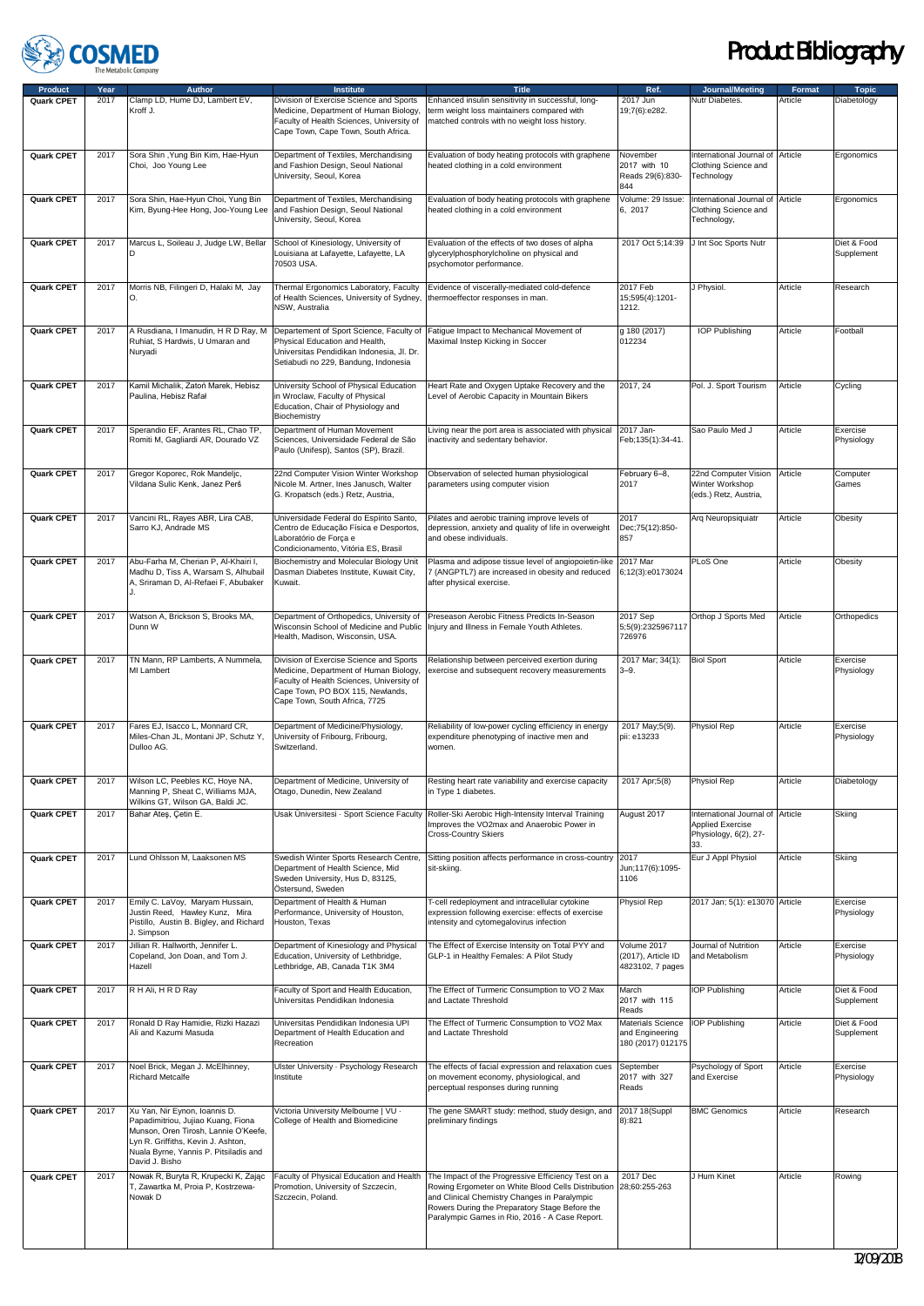| Product | Year | Author | Institute | Title | Ref. | Journal/Meeting | Format | Topic |
|---|---|---|---|---|---|---|---|---|
| Quark CPET | 2017 | Clamp LD, Hume DJ, Lambert EV, Kroff J. | Division of Exercise Science and Sports Medicine, Department of Human Biology, Faculty of Health Sciences, University of Cape Town, Cape Town, South Africa. | Enhanced insulin sensitivity in successful, long-term weight loss maintainers compared with matched controls with no weight loss history. | 2017 Jun 19;7(6):e282. | Nutr Diabetes. | Article | Diabetology |
| Quark CPET | 2017 | Sora Shin ,Yung Bin Kim, Hae-Hyun Choi, Joo Young Lee | Department of Textiles, Merchandising and Fashion Design, Seoul National University, Seoul, Korea | Evaluation of body heating protocols with graphene heated clothing in a cold environment | November 2017 with 10 Reads 29(6):830-844 | International Journal of Clothing Science and Technology | Article | Ergonomics |
| Quark CPET | 2017 | Sora Shin, Hae-Hyun Choi, Yung Bin Kim, Byung-Hee Hong, Joo-Young Lee | Department of Textiles, Merchandising and Fashion Design, Seoul National University, Seoul, Korea | Evaluation of body heating protocols with graphene heated clothing in a cold environment | Volume: 29 Issue: 6, 2017 | International Journal of Clothing Science and Technology, | Article | Ergonomics |
| Quark CPET | 2017 | Marcus L, Soileau J, Judge LW, Bellar D | School of Kinesiology, University of Louisiana at Lafayette, Lafayette, LA 70503 USA. | Evaluation of the effects of two doses of alpha glycerylphosphorylcholine on physical and psychomotor performance. | 2017 Oct 5;14:39 | J Int Soc Sports Nutr | | Diet & Food Supplement |
| Quark CPET | 2017 | Morris NB, Filingeri D, Halaki M, Jay O. | Thermal Ergonomics Laboratory, Faculty of Health Sciences, University of Sydney, NSW, Australia | Evidence of viscerally-mediated cold-defence thermoeffector responses in man. | 2017 Feb 15;595(4):1201-1212. | J Physiol. | Article | Research |
| Quark CPET | 2017 | A Rusdiana, I Imanudin, H R D Ray, M Ruhiat, S Hardwis, U Umaran and Nuryadi | Departement of Sport Science, Faculty of Physical Education and Health, Universitas Pendidikan Indonesia, Jl. Dr. Setiabudi no 229, Bandung, Indonesia | Fatigue Impact to Mechanical Movement of Maximal Instep Kicking in Soccer | g 180 (2017) 012234 | IOP Publishing | Article | Football |
| Quark CPET | 2017 | Kamil Michalik, Zatoń Marek, Hebisz Paulina, Hebisz Rafał | University School of Physical Education in Wroclaw, Faculty of Physical Education, Chair of Physiology and Biochemistry | Heart Rate and Oxygen Uptake Recovery and the Level of Aerobic Capacity in Mountain Bikers | 2017, 24 | Pol. J. Sport Tourism | Article | Cycling |
| Quark CPET | 2017 | Sperandio EF, Arantes RL, Chao TP, Romiti M, Gagliardi AR, Dourado VZ | Department of Human Movement Sciences, Universidade Federal de São Paulo (Unifesp), Santos (SP), Brazil. | Living near the port area is associated with physical inactivity and sedentary behavior. | 2017 Jan-Feb;135(1):34-41. | Sao Paulo Med J | Article | Exercise Physiology |
| Quark CPET | 2017 | Gregor Koporec, Rok Mandeljc, Vildana Sulic Kenk, Janez Perš | 22nd Computer Vision Winter Workshop Nicole M. Artner, Ines Janusch, Walter G. Kropatsch (eds.) Retz, Austria, | Observation of selected human physiological parameters using computer vision | February 6–8, 2017 | 22nd Computer Vision Winter Workshop (eds.) Retz, Austria, | Article | Computer Games |
| Quark CPET | 2017 | Vancini RL, Rayes ABR, Lira CAB, Sarro KJ, Andrade MS | Universidade Federal do Espírito Santo, Centro de Educação Física e Desportos, Laboratório de Força e Condicionamento, Vitória ES, Brasil | Pilates and aerobic training improve levels of depression, anxiety and quality of life in overweight and obese individuals. | 2017 Dec;75(12):850-857 | Arq Neuropsiquiatr | Article | Obesity |
| Quark CPET | 2017 | Abu-Farha M, Cherian P, Al-Khairi I, Madhu D, Tiss A, Warsam S, Alhubail A, Sriraman D, Al-Refaei F, Abubaker J. | Biochemistry and Molecular Biology Unit Dasman Diabetes Institute, Kuwait City, Kuwait. | Plasma and adipose tissue level of angiopoietin-like 7 (ANGPTL7) are increased in obesity and reduced after physical exercise. | 2017 Mar 6;12(3):e0173024 | PLoS One | Article | Obesity |
| Quark CPET | 2017 | Watson A, Brickson S, Brooks MA, Dunn W | Department of Orthopedics, University of Wisconsin School of Medicine and Public Health, Madison, Wisconsin, USA. | Preseason Aerobic Fitness Predicts In-Season Injury and Illness in Female Youth Athletes. | 2017 Sep 5;5(9):2325967117726976 | Orthop J Sports Med | Article | Orthopedics |
| Quark CPET | 2017 | TN Mann, RP Lamberts, A Nummela, MI Lambert | Division of Exercise Science and Sports Medicine, Department of Human Biology, Faculty of Health Sciences, University of Cape Town, PO BOX 115, Newlands, Cape Town, South Africa, 7725 | Relationship between perceived exertion during exercise and subsequent recovery measurements | 2017 Mar; 34(1): 3–9. | Biol Sport | Article | Exercise Physiology |
| Quark CPET | 2017 | Fares EJ, Isacco L, Monnard CR, Miles-Chan JL, Montani JP, Schutz Y, Dulloo AG. | Department of Medicine/Physiology, University of Fribourg, Fribourg, Switzerland. | Reliability of low-power cycling efficiency in energy expenditure phenotyping of inactive men and women. | 2017 May;5(9). pii: e13233 | Physiol Rep | Article | Exercise Physiology |
| Quark CPET | 2017 | Wilson LC, Peebles KC, Hoye NA, Manning P, Sheat C, Williams MJA, Wilkins GT, Wilson GA, Baldi JC. | Department of Medicine, University of Otago, Dunedin, New Zealand | Resting heart rate variability and exercise capacity in Type 1 diabetes. | 2017 Apr;5(8) | Physiol Rep | Article | Diabetology |
| Quark CPET | 2017 | Bahar Ateş, Çetin E. | Usak Universitesi · Sport Science Faculty | Roller-Ski Aerobic High-Intensity Interval Training Improves the VO2max and Anaerobic Power in Cross-Country Skiers | August 2017 | International Journal of Applied Exercise Physiology, 6(2), 27-33. | Article | Skiing |
| Quark CPET | 2017 | Lund Ohlsson M, Laaksonen MS | Swedish Winter Sports Research Centre, Department of Health Science, Mid Sweden University, Hus D, 83125, Östersund, Sweden | Sitting position affects performance in cross-country sit-skiing. | 2017 Jun;117(6):1095-1106 | Eur J Appl Physiol | Article | Skiing |
| Quark CPET | 2017 | Emily C. LaVoy, Maryam Hussain, Justin Reed, Hawley Kunz, Mira Pistillo, Austin B. Bigley, and Richard J. Simpson | Department of Health & Human Performance, University of Houston, Houston, Texas | T-cell redeployment and intracellular cytokine expression following exercise: effects of exercise intensity and cytomegalovirus infection | Physiol Rep | 2017 Jan; 5(1): e13070 | Article | Exercise Physiology |
| Quark CPET | 2017 | Jillian R. Hallworth, Jennifer L. Copeland, Jon Doan, and Tom J. Hazell | Department of Kinesiology and Physical Education, University of Lethbridge, Lethbridge, AB, Canada T1K 3M4 | The Effect of Exercise Intensity on Total PYY and GLP-1 in Healthy Females: A Pilot Study | Volume 2017 (2017), Article ID 4823102, 7 pages | Journal of Nutrition and Metabolism | Article | Exercise Physiology |
| Quark CPET | 2017 | R H Ali, H R D Ray | Faculty of Sport and Health Education, Universitas Pendidikan Indonesia | The Effect of Turmeric Consumption to VO 2 Max and Lactate Threshold | March 2017 with 115 Reads | IOP Publishing | Article | Diet & Food Supplement |
| Quark CPET | 2017 | Ronald D Ray Hamidie, Rizki Hazazi Ali and Kazumi Masuda | Universitas Pendidikan Indonesia UPI Department of Health Education and Recreation | The Effect of Turmeric Consumption to VO2 Max and Lactate Threshold | Materials Science and Engineering 180 (2017) 012175 | IOP Publishing | Article | Diet & Food Supplement |
| Quark CPET | 2017 | Noel Brick, Megan J. McElhinney, Richard Metcalfe | Ulster University · Psychology Research Institute | The effects of facial expression and relaxation cues on movement economy, physiological, and perceptual responses during running | September 2017 with 327 Reads | Psychology of Sport and Exercise | Article | Exercise Physiology |
| Quark CPET | 2017 | Xu Yan, Nir Eynon, Ioannis D. Papadimitriou, Jujiao Kuang, Fiona Munson, Oren Tirosh, Lannie O'Keefe, Lyn R. Griffiths, Kevin J. Ashton, Nuala Byrne, Yannis P. Pitsiladis and David J. Bisho | Victoria University Melbourne \| VU · College of Health and Biomedicine | The gene SMART study: method, study design, and preliminary findings | 2017 18(Suppl 8):821 | BMC Genomics | Article | Research |
| Quark CPET | 2017 | Nowak R, Buryta R, Krupecki K, Zając T, Zawartka M, Proia P, Kostrzewa-Nowak D | Faculty of Physical Education and Health Promotion, University of Szczecin, Szczecin, Poland. | The Impact of the Progressive Efficiency Test on a Rowing Ergometer on White Blood Cells Distribution and Clinical Chemistry Changes in Paralympic Rowers During the Preparatory Stage Before the Paralympic Games in Rio, 2016 - A Case Report. | 2017 Dec 28;60:255-263 | J Hum Kinet | Article | Rowing |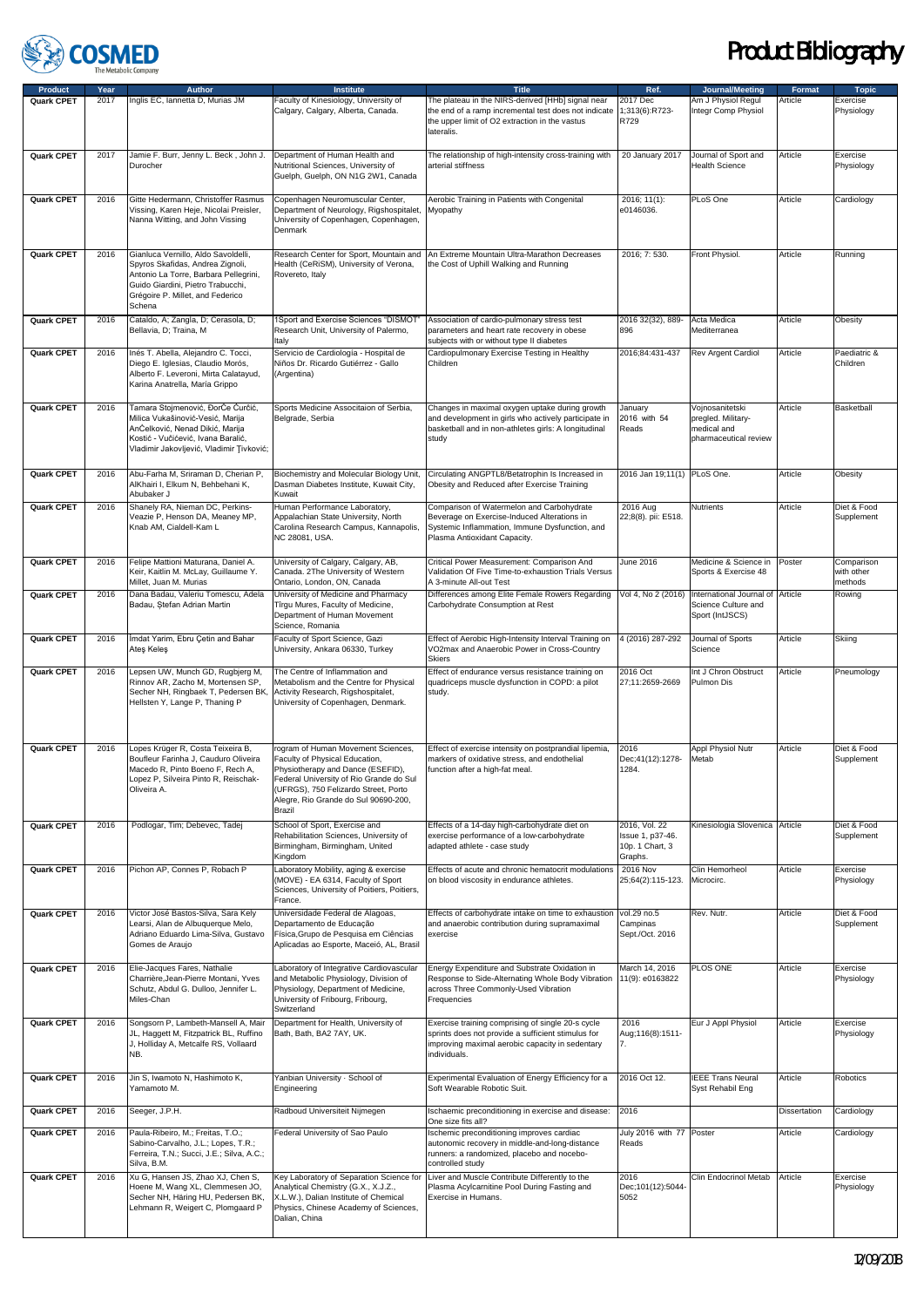| Product | Year | Author | Institute | Title | Ref. | Journal/Meeting | Format | Topic |
|---|---|---|---|---|---|---|---|---|
| **Quark CPET** | 2017 | Inglis EC, Iannetta D, Murias JM | Faculty of Kinesiology, University of Calgary, Calgary, Alberta, Canada. | The plateau in the NIRS-derived [HHb] signal near the end of a ramp incremental test does not indicate the upper limit of O2 extraction in the vastus lateralis. | 2017 Dec 1;313(6):R723-R729 | Am J Physiol Regul Integr Comp Physiol | Article | Exercise Physiology |
| **Quark CPET** | 2017 | Jamie F. Burr, Jenny L. Beck , John J. Durocher | Department of Human Health and Nutritional Sciences, University of Guelph, Guelph, ON N1G 2W1, Canada | The relationship of high-intensity cross-training with arterial stiffness | 20 January 2017 | Journal of Sport and Health Science | Article | Exercise Physiology |
| **Quark CPET** | 2016 | Gitte Hedermann, Christoffer Rasmus Vissing, Karen Heje, Nicolai Preisler, Nanna Witting, and John Vissing | Copenhagen Neuromuscular Center, Department of Neurology, Rigshospitalet, University of Copenhagen, Copenhagen, Denmark | Aerobic Training in Patients with Congenital Myopathy | 2016; 11(1): e0146036. | PLoS One | Article | Cardiology |
| **Quark CPET** | 2016 | Gianluca Vernillo, Aldo Savoldelli, Spyros Skafidas, Andrea Zignoli, Antonio La Torre, Barbara Pellegrini, Guido Giardini, Pietro Trabucchi, Grégoire P. Millet, and Federico Schena | Research Center for Sport, Mountain and Health (CeRiSM), University of Verona, Rovereto, Italy | An Extreme Mountain Ultra-Marathon Decreases the Cost of Uphill Walking and Running | 2016; 7: 530. | Front Physiol. | Article | Running |
| **Quark CPET** | 2016 | Cataldo, A; Zangla, D; Cerasola, D; Bellavia, D; Traina, M | 1Sport and Exercise Sciences "DISMOT" Research Unit, University of Palermo, Italy | Association of cardio-pulmonary stress test parameters and heart rate recovery in obese subjects with or without type II diabetes | 2016 32(32), 889-896 | Acta Medica Mediterranea | Article | Obesity |
| **Quark CPET** | 2016 | Inés T. Abella, Alejandro C. Tocci, Diego E. Iglesias, Claudio Morós, Alberto F. Leveroni, Mirta Calatayud, Karina Anatrella, María Grippo | Servicio de Cardiología - Hospital de Niños Dr. Ricardo Gutiérrez - Gallo (Argentina) | Cardiopulmonary Exercise Testing in Healthy Children | 2016;84:431-437 | Rev Argent Cardiol | Article | Paediatric & Children |
| **Quark CPET** | 2016 | Tamara Stojmenović, Đorđe Ćurčić, Milica Vukašinović-Vesić, Marija Ančelković, Nenad Dikić, Marija Kostić - Vučićević, Ivana Baralić, Vladimir Jakovljević, Vladimir Ţivković; | Sports Medicine Associtaion of Serbia, Belgrade, Serbia | Changes in maximal oxygen uptake during growth and development in girls who actively participate in basketball and in non-athletes girls: A longitudinal study | January 2016 with 54 Reads | Vojnosanitetski pregled. Military-medical and pharmaceutical review | Article | Basketball |
| **Quark CPET** | 2016 | Abu-Farha M, Sriraman D, Cherian P, AlKhairi I, Elkum N, Behbehani K, Abubaker J | Biochemistry and Molecular Biology Unit, Dasman Diabetes Institute, Kuwait City, Kuwait | Circulating ANGPTL8/Betatrophin Is Increased in Obesity and Reduced after Exercise Training | 2016 Jan 19;11(1) | PLoS One. | Article | Obesity |
| **Quark CPET** | 2016 | Shanely RA, Nieman DC, Perkins-Veazie P, Henson DA, Meaney MP, Knab AM, Cialdell-Kam L | Human Performance Laboratory, Appalachian State University, North Carolina Research Campus, Kannapolis, NC 28081, USA. | Comparison of Watermelon and Carbohydrate Beverage on Exercise-Induced Alterations in Systemic Inflammation, Immune Dysfunction, and Plasma Antioxidant Capacity. | 2016 Aug 22;8(8). pii: E518. | Nutrients | Article | Diet & Food Supplement |
| **Quark CPET** | 2016 | Felipe Mattioni Maturana, Daniel A. Keir, Kaitlin M. McLay, Guillaume Y. Millet, Juan M. Murias | University of Calgary, Calgary, AB, Canada. 2The University of Western Ontario, London, ON, Canada | Critical Power Measurement: Comparison And Validation Of Five Time-to-exhaustion Trials Versus A 3-minute All-out Test | June 2016 | Medicine & Science in Sports & Exercise 48 | Poster | Comparison with other methods |
| **Quark CPET** | 2016 | Dana Badau, Valeriu Tomescu, Adela Badau, Ştefan Adrian Martin | University of Medicine and Pharmacy Tîrgu Mures, Faculty of Medicine, Department of Human Movement Science, Romania | Differences among Elite Female Rowers Regarding Carbohydrate Consumption at Rest | Vol 4, No 2 (2016) | International Journal of Science Culture and Sport (IntJSCS) | Article | Rowing |
| **Quark CPET** | 2016 | İmdat Yarim, Ebru Çetin and Bahar Ateş Keleş | Faculty of Sport Science, Gazi University, Ankara 06330, Turkey | Effect of Aerobic High-Intensity Interval Training on VO2max and Anaerobic Power in Cross-Country Skiers | 4 (2016) 287-292 | Journal of Sports Science | Article | Skiing |
| **Quark CPET** | 2016 | Lepsen UW, Munch GD, Rugbjerg M, Rinnov AR, Zacho M, Mortensen SP, Secher NH, Ringbaek T, Pedersen BK, Hellsten Y, Lange P, Thaning P | The Centre of Inflammation and Metabolism and the Centre for Physical Activity Research, Rigshospitalet, University of Copenhagen, Denmark. | Effect of endurance versus resistance training on quadriceps muscle dysfunction in COPD: a pilot study. | 2016 Oct 27;11:2659-2669 | Int J Chron Obstruct Pulmon Dis | Article | Pneumology |
| **Quark CPET** | 2016 | Lopes Krüger R, Costa Teixeira B, Boufleur Farinha J, Cauduro Oliveira Macedo R, Pinto Boeno F, Rech A, Lopez P, Silveira Pinto R, Reischak-Oliveira A. | rogram of Human Movement Sciences, Faculty of Physical Education, Physiotherapy and Dance (ESEFID), Federal University of Rio Grande do Sul (UFRGS), 750 Felizardo Street, Porto Alegre, Rio Grande do Sul 90690-200, Brazil | Effect of exercise intensity on postprandial lipemia, markers of oxidative stress, and endothelial function after a high-fat meal. | 2016 Dec;41(12):1278-1284. | Appl Physiol Nutr Metab | Article | Diet & Food Supplement |
| **Quark CPET** | 2016 | Podlogar, Tim; Debevec, Tadej | School of Sport, Exercise and Rehabilitation Sciences, University of Birmingham, Birmingham, United Kingdom | Effects of a 14-day high-carbohydrate diet on exercise performance of a low-carbohydrate adapted athlete - case study | 2016, Vol. 22 Issue 1, p37-46. 10p. 1 Chart, 3 Graphs. | Kinesiologia Slovenica | Article | Diet & Food Supplement |
| **Quark CPET** | 2016 | Pichon AP, Connes P, Robach P | Laboratory Mobility, aging & exercise (MOVE) - EA 6314, Faculty of Sport Sciences, University of Poitiers, Poitiers, France. | Effects of acute and chronic hematocrit modulations on blood viscosity in endurance athletes. | 2016 Nov 25;64(2):115-123. | Clin Hemorheol Microcirc. | Article | Exercise Physiology |
| **Quark CPET** | 2016 | Victor José Bastos-Silva, Sara Kely Learsi, Alan de Albuquerque Melo, Adriano Eduardo Lima-Silva, Gustavo Gomes de Araujo | Universidade Federal de Alagoas, Departamento de Educação Física,Grupo de Pesquisa em Ciências Aplicadas ao Esporte, Maceió, AL, Brasil | Effects of carbohydrate intake on time to exhaustion and anaerobic contribution during supramaximal exercise | vol.29 no.5 Campinas Sept./Oct. 2016 | Rev. Nutr. | Article | Diet & Food Supplement |
| **Quark CPET** | 2016 | Elie-Jacques Fares, Nathalie Charrière,Jean-Pierre Montani, Yves Schutz, Abdul G. Dulloo, Jennifer L. Miles-Chan | Laboratory of Integrative Cardiovascular and Metabolic Physiology, Division of Physiology, Department of Medicine, University of Fribourg, Fribourg, Switzerland | Energy Expenditure and Substrate Oxidation in Response to Side-Alternating Whole Body Vibration across Three Commonly-Used Vibration Frequencies | March 14, 2016 11(9): e0163822 | PLOS ONE | Article | Exercise Physiology |
| **Quark CPET** | 2016 | Songsorn P, Lambeth-Mansell A, Mair JL, Haggett M, Fitzpatrick BL, Ruffino J, Holliday A, Metcalfe RS, Vollaard NB. | Department for Health, University of Bath, Bath, BA2 7AY, UK. | Exercise training comprising of single 20-s cycle sprints does not provide a sufficient stimulus for improving maximal aerobic capacity in sedentary individuals. | 2016 Aug;116(8):1511-7. | Eur J Appl Physiol | Article | Exercise Physiology |
| **Quark CPET** | 2016 | Jin S, Iwamoto N, Hashimoto K, Yamamoto M. | Yanbian University · School of Engineering | Experimental Evaluation of Energy Efficiency for a Soft Wearable Robotic Suit. | 2016 Oct 12. | IEEE Trans Neural Syst Rehabil Eng | Article | Robotics |
| **Quark CPET** | 2016 | Seeger, J.P.H. | Radboud Universiteit Nijmegen | Ischaemic preconditioning in exercise and disease: One size fits all? | 2016 | | Dissertation | Cardiology |
| **Quark CPET** | 2016 | Paula-Ribeiro, M.; Freitas, T.O.; Sabino-Carvalho, J.L.; Lopes, T.R.; Ferreira, T.N.; Succi, J.E.; Silva, A.C.; Silva, B.M. | Federal University of Sao Paulo | Ischemic preconditioning improves cardiac autonomic recovery in middle-and-long-distance runners: a randomized, placebo and nocebo-controlled study | July 2016 with 77 Reads | Poster | Article | Cardiology |
| **Quark CPET** | 2016 | Xu G, Hansen JS, Zhao XJ, Chen S, Hoene M, Wang XL, Clemmesen JO, Secher NH, Häring HU, Pedersen BK, Lehmann R, Weigert C, Plomgaard P | Key Laboratory of Separation Science for Analytical Chemistry (G.X., X.J.Z., X.L.W.), Dalian Institute of Chemical Physics, Chinese Academy of Sciences, Dalian, China | Liver and Muscle Contribute Differently to the Plasma Acylcarnitine Pool During Fasting and Exercise in Humans. | 2016 Dec;101(12):5044-5052 | Clin Endocrinol Metab | Article | Exercise Physiology |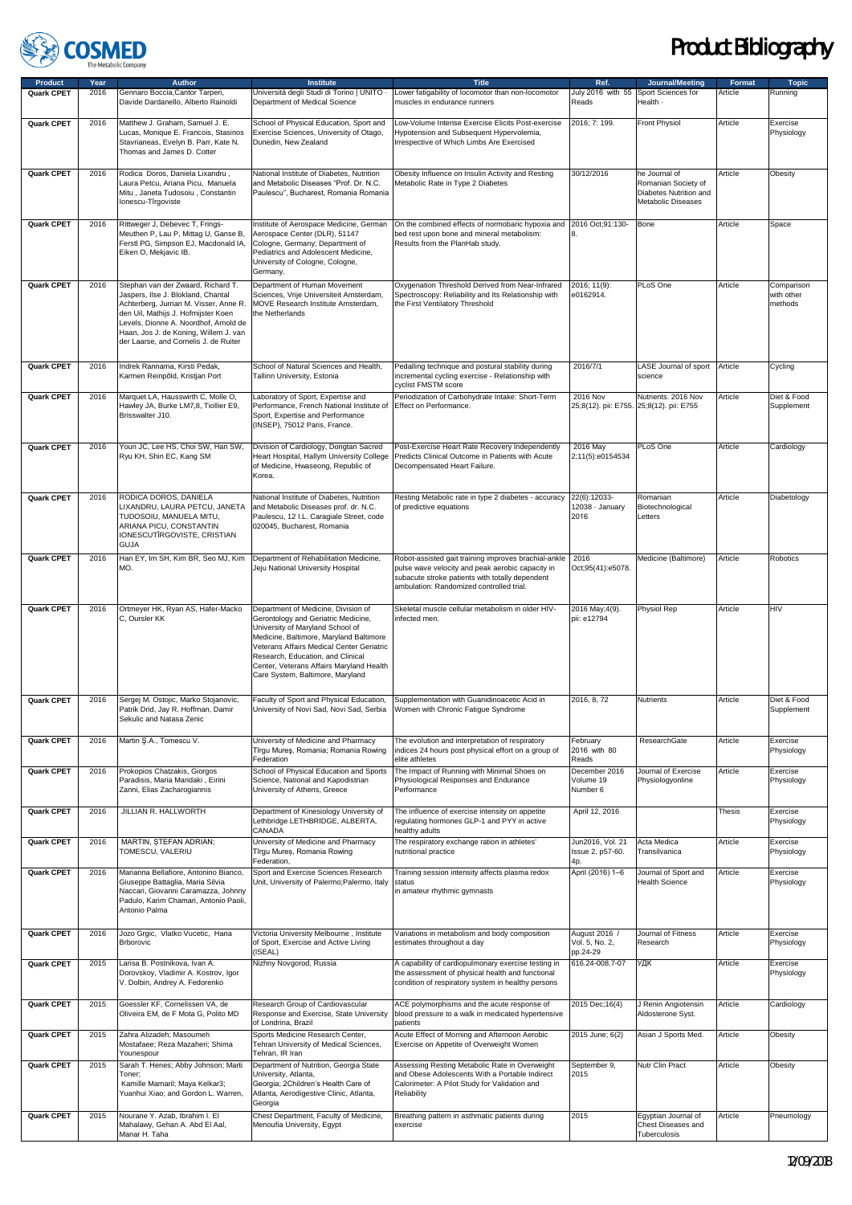| Product | Year | Author | Institute | Title | Ref. | Journal/Meeting | Format | Topic |
|---|---|---|---|---|---|---|---|---|
| Quark CPET | 2016 | Gennaro Boccia,Cantor Tarperi, Davide Dardanello, Alberto Rainoldi | Università degli Studi di Torino \| UNITO · Department of Medical Science | Lower fatigability of locomotor than non-locomotor muscles in endurance runners | July 2016 with 55 Reads | Sport Sciences for Health · | Article | Running |
| Quark CPET | 2016 | Matthew J. Graham, Samuel J. E. Lucas, Monique E. Francois, Stasinos Stavrianeas, Evelyn B. Parr, Kate N. Thomas and James D. Cotter | School of Physical Education, Sport and Exercise Sciences, University of Otago, Dunedin, New Zealand | Low-Volume Intense Exercise Elicits Post-exercise Hypotension and Subsequent Hypervolemia, Irrespective of Which Limbs Are Exercised | 2016; 7: 199. | Front Physiol | Article | Exercise Physiology |
| Quark CPET | 2016 | Rodica Doros, Daniela Lixandru , Laura Petcu, Ariana Picu, Manuela Mitu , Janeta Tudosoiu , Constantin Ionescu-Tîrgoviste | National Institute of Diabetes, Nutrition and Metabolic Diseases "Prof. Dr. N.C. Paulescu", Bucharest, Romania Romania | Obesity Influence on Insulin Activity and Resting Metabolic Rate in Type 2 Diabetes | 30/12/2016 | he Journal of Romanian Society of Diabetes Nutrition and Metabolic Diseases | Article | Obesity |
| Quark CPET | 2016 | Rittweger J, Debevec T, Frings-Meuthen P, Lau P, Mittag U, Ganse B, Ferstl PG, Simpson EJ, Macdonald IA, Eiken O, Mekjavic IB. | Institute of Aerospace Medicine, German Aerospace Center (DLR), 51147 Cologne, Germany; Department of Pediatrics and Adolescent Medicine, University of Cologne, Cologne, Germany. | On the combined effects of normobaric hypoxia and bed rest upon bone and mineral metabolism: Results from the PlanHab study. | 2016 Oct;91:130-8. | Bone | Article | Space |
| Quark CPET | 2016 | Stephan van der Zwaard, Richard T. Jaspers, Ilse J. Blokland, Chantal Achterberg, Jurrian M. Visser, Anne R. den Uil, Mathijs J. Hofmijster Koen Levels, Dionne A. Noordhof, Arnold de Haan, Jos J. de Koning, Willem J. van der Laarse, and Cornelis J. de Ruiter | Department of Human Movement Sciences, Vrije Universiteit Amsterdam, MOVE Research Institute Amsterdam, the Netherlands | Oxygenation Threshold Derived from Near-Infrared Spectroscopy: Reliability and Its Relationship with the First Ventilatory Threshold | 2016; 11(9): e0162914. | PLoS One | Article | Comparison with other methods |
| Quark CPET | 2016 | Indrek Rannama, Kirsti Pedak, Karmen Reinpõld, Kristjan Port | School of Natural Sciences and Health, Tallinn University, Estonia | Pedalling technique and postural stability during incremental cycling exercise - Relationship with cyclist FMSTM score | 2016/7/1 | LASE Journal of sport science | Article | Cycling |
| Quark CPET | 2016 | Marquet LA, Hausswirth C, Molle O, Hawley JA, Burke LM7,8, Tiollier E9, Brisswalter J10. | Laboratory of Sport, Expertise and Performance, French National Institute of Sport, Expertise and Performance (INSEP), 75012 Paris, France. | Periodization of Carbohydrate Intake: Short-Term Effect on Performance. | 2016 Nov 25;8(12). pii: E755. | Nutrients. 2016 Nov 25;8(12). pii: E755 | Article | Diet & Food Supplement |
| Quark CPET | 2016 | Youn JC, Lee HS, Choi SW, Han SW, Ryu KH, Shin EC, Kang SM | Division of Cardiology, Dongtan Sacred Heart Hospital, Hallym University College of Medicine, Hwaseong, Republic of Korea. | Post-Exercise Heart Rate Recovery Independently Predicts Clinical Outcome in Patients with Acute Decompensated Heart Failure. | 2016 May 2;11(5):e0154534 | PLoS One | Article | Cardiology |
| Quark CPET | 2016 | RODICA DOROS, DANIELA LIXANDRU, LAURA PETCU, JANETA TUDOSOIU, MANUELA MITU, ARIANA PICU, CONSTANTIN IONESCUTÎRGOVISTE, CRISTIAN GUJA | National Institute of Diabetes, Nutrition and Metabolic Diseases prof. dr. N.C. Paulescu, 12 I.L. Caragiale Street, code 020045, Bucharest, Romania | Resting Metabolic rate in type 2 diabetes - accuracy of predictive equations | 22(6):12033-12038 · January 2016 | Romanian Biotechnological Letters | Article | Diabetology |
| Quark CPET | 2016 | Han EY, Im SH, Kim BR, Seo MJ, Kim MO. | Department of Rehabilitation Medicine, Jeju National University Hospital | Robot-assisted gait training improves brachial-ankle pulse wave velocity and peak aerobic capacity in subacute stroke patients with totally dependent ambulation: Randomized controlled trial. | 2016 Oct;95(41):e5078. | Medicine (Baltimore) | Article | Robotics |
| Quark CPET | 2016 | Ortmeyer HK, Ryan AS, Hafer-Macko C, Oursler KK | Department of Medicine, Division of Gerontology and Geriatric Medicine, University of Maryland School of Medicine, Baltimore, Maryland Baltimore Veterans Affairs Medical Center Geriatric Research, Education, and Clinical Center, Veterans Affairs Maryland Health Care System, Baltimore, Maryland | Skeletal muscle cellular metabolism in older HIV-infected men. | 2016 May;4(9). pii: e12794 | Physiol Rep | Article | HIV |
| Quark CPET | 2016 | Sergej M. Ostojic, Marko Stojanovic, Patrik Drid, Jay R. Hoffman, Damir Sekulic and Natasa Zenic | Faculty of Sport and Physical Education, University of Novi Sad, Novi Sad, Serbia | Supplementation with Guanidinoacetic Acid in Women with Chronic Fatigue Syndrome | 2016, 8, 72 | Nutrients | Article | Diet & Food Supplement |
| Quark CPET | 2016 | Martin Ş.A., Tomescu V. | University of Medicine and Pharmacy Tîrgu Mureş, Romania; Romania Rowing Federation | The evolution and interpretation of respiratory indices 24 hours post physical effort on a group of elite athletes | February 2016 with 80 Reads | ResearchGate | Article | Exercise Physiology |
| Quark CPET | 2016 | Prokopios Chatzakis, Giorgos Paradisis, Maria Maridaki , Eirini Zanni, Elias Zacharogiannis | School of Physical Education and Sports Science, National and Kapodistrian University of Athens, Greece | The Impact of Running with Minimal Shoes on Physiological Responses and Endurance Performance | December 2016 Volume 19 Number 6 | Journal of Exercise Physiologyonline | Article | Exercise Physiology |
| Quark CPET | 2016 | JILLIAN R. HALLWORTH | Department of Kinesiology University of Lethbridge LETHBRIDGE, ALBERTA, CANADA | The influence of exercise intensity on appetite regulating hormones GLP-1 and PYY in active healthy adults | April 12, 2016 | | Thesis | Exercise Physiology |
| Quark CPET | 2016 | MARTIN, ŞTEFAN ADRIAN; TOMESCU, VALERIU | University of Medicine and Pharmacy Tîrgu Mureş, Romania Rowing Federation, | The respiratory exchange ration in athletes' nutritional practice | Jun2016, Vol. 21 Issue 2, p57-60. 4p. | Acta Medica Transilvanica | Article | Exercise Physiology |
| Quark CPET | 2016 | Marianna Bellafiore, Antonino Bianco, Giuseppe Battaglia, Maria Silvia Naccari, Giovanni Caramazza, Johnny Padulo, Karim Chamari, Antonio Paoli, Antonio Palma | Sport and Exercise Sciences Research Unit, University of Palermo;Palermo, Italy | Training session intensity affects plasma redox status in amateur rhythmic gymnasts | April (2016) 1–6 | Journal of Sport and Health Science | Article | Exercise Physiology |
| Quark CPET | 2016 | Jozo Grgic, Vlatko Vucetic, Hana Brborovic | Victoria University Melbourne , Institute of Sport, Exercise and Active Living (ISEAL) | Variations in metabolism and body composition estimates throughout a day | August 2016 / Vol. 5, No. 2, pp.24-29 | Journal of Fitness Research | Article | Exercise Physiology |
| Quark CPET | 2015 | Larisa B. Postnikova, Ivan A. Dorovskoy, Vladimir A. Kostrov, Igor V. Dolbin, Andrey A. Fedorenko | Nizhny Novgorod, Russia | A capability of cardiopulmonary exercise testing in the assessment of physical health and functional condition of respiratory system in healthy persons | 616.24-008.7-07 | УДК | Article | Exercise Physiology |
| Quark CPET | 2015 | Goessler KF, Cornelissen VA, de Oliveira EM, de F Mota G, Polito MD | Research Group of Cardiovascular Response and Exercise, State University of Londrina, Brazil | ACE polymorphisms and the acute response of blood pressure to a walk in medicated hypertensive patients | 2015 Dec;16(4) | J Renin Angiotensin Aldosterone Syst. | Article | Cardiology |
| Quark CPET | 2015 | Zahra Alizadeh; Masoumeh Mostafaee; Reza Mazaheri; Shima Younespour | Sports Medicine Research Center, Tehran University of Medical Sciences, Tehran, IR Iran | Acute Effect of Morning and Afternoon Aerobic Exercise on Appetite of Overweight Women | 2015 June; 6(2) | Asian J Sports Med. | Article | Obesity |
| Quark CPET | 2015 | Sarah T. Henes; Abby Johnson; Marti Toner; Kamille Mamaril; Maya Kelkar3; Yuanhui Xiao; and Gordon L. Warren, | Department of Nutrition, Georgia State University, Atlanta, Georgia; 2Children's Health Care of Atlanta, Aerodigestive Clinic, Atlanta, Georgia | Assessing Resting Metabolic Rate in Overweight and Obese Adolescents With a Portable Indirect Calorimeter: A Pilot Study for Validation and Reliability | September 9, 2015 | Nutr Clin Pract | Article | Obesity |
| Quark CPET | 2015 | Nourane Y. Azab, Ibrahim I. El Mahalawy, Gehan A. Abd El Aal, Manar H. Taha | Chest Department, Faculty of Medicine, Menoufia University, Egypt | Breathing pattern in asthmatic patients during exercise | 2015 | Egyptian Journal of Chest Diseases and Tuberculosis | Article | Pneumology |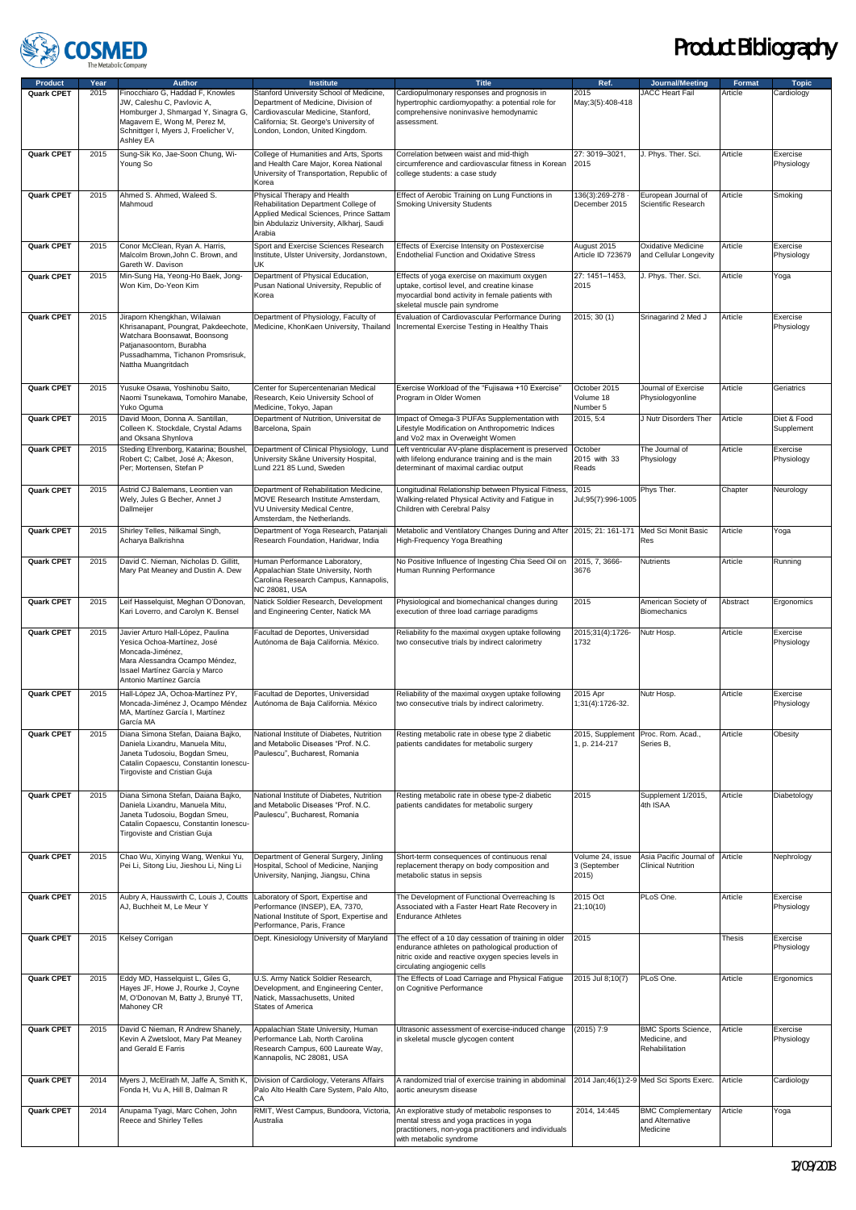| Product | Year | Author | Institute | Title | Ref. | Journal/Meeting | Format | Topic |
|---|---|---|---|---|---|---|---|---|
| Quark CPET | 2015 | Finocchiaro G, Haddad F, Knowles JW, Caleshu C, Pavlovic A, Homburger J, Shmargad Y, Sinagra G, Magavern E, Wong M, Perez M, Schnittger I, Myers J, Froelicher V, Ashley EA | Stanford University School of Medicine, Department of Medicine, Division of Cardiovascular Medicine, Stanford, California; St. George's University of London, London, United Kingdom. | Cardiopulmonary responses and prognosis in hypertrophic cardiomyopathy: a potential role for comprehensive noninvasive hemodynamic assessment. | 2015 May;3(5):408-418 | JACC Heart Fail | Article | Cardiology |
| Quark CPET | 2015 | Sung-Sik Ko, Jae-Soon Chung, Wi-Young So | College of Humanities and Arts, Sports and Health Care Major, Korea National University of Transportation, Republic of Korea | Correlation between waist and mid-thigh circumference and cardiovascular fitness in Korean college students: a case study | 27: 3019–3021, 2015 | J. Phys. Ther. Sci. | Article | Exercise Physiology |
| Quark CPET | 2015 | Ahmed S. Ahmed, Waleed S. Mahmoud | Physical Therapy and Health Rehabilitation Department College of Applied Medical Sciences, Prince Sattam bin Abdulaziz University, Alkharj, Saudi Arabia | Effect of Aerobic Training on Lung Functions in Smoking University Students | 136(3):269-278 · December 2015 | European Journal of Scientific Research | Article | Smoking |
| Quark CPET | 2015 | Conor McClean, Ryan A. Harris, Malcolm Brown,John C. Brown, and Gareth W. Davison | Sport and Exercise Sciences Research Institute, Ulster University, Jordanstown, UK | Effects of Exercise Intensity on Postexercise Endothelial Function and Oxidative Stress | August 2015 Article ID 723679 | Oxidative Medicine and Cellular Longevity | Article | Exercise Physiology |
| Quark CPET | 2015 | Min-Sung Ha, Yeong-Ho Baek, Jong-Won Kim, Do-Yeon Kim | Department of Physical Education, Pusan National University, Republic of Korea | Effects of yoga exercise on maximum oxygen uptake, cortisol level, and creatine kinase myocardial bond activity in female patients with skeletal muscle pain syndrome | 27: 1451–1453, 2015 | J. Phys. Ther. Sci. | Article | Yoga |
| Quark CPET | 2015 | Jiraporn Khengkhan, Wilaiwan Khrisanapant, Poungrat, Pakdeechote, Watchara Boonsawat, Boonsong Patjanasoontorn, Burabha Pussadhamma, Tichanon Promsrisuk, Nattha Muangritdach | Department of Physiology, Faculty of Medicine, KhonKaen University, Thailand | Evaluation of Cardiovascular Performance During Incremental Exercise Testing in Healthy Thais | 2015; 30 (1) | Srinagarind 2 Med J | Article | Exercise Physiology |
| Quark CPET | 2015 | Yusuke Osawa, Yoshinobu Saito, Naomi Tsunekawa, Tomohiro Manabe, Yuko Oguma | Center for Supercentenarian Medical Research, Keio University School of Medicine, Tokyo, Japan | Exercise Workload of the "Fujisawa +10 Exercise" Program in Older Women | October 2015 Volume 18 Number 5 | Journal of Exercise Physiologyonline | Article | Geriatrics |
| Quark CPET | 2015 | David Moon, Donna A. Santillan, Colleen K. Stockdale, Crystal Adams and Oksana Shynlova | Department of Nutrition, Universitat de Barcelona, Spain | Impact of Omega-3 PUFAs Supplementation with Lifestyle Modification on Anthropometric Indices and Vo2 max in Overweight Women | 2015, 5:4 | J Nutr Disorders Ther | Article | Diet & Food Supplement |
| Quark CPET | 2015 | Steding Ehrenborg, Katarina; Boushel, Robert C; Calbet, José A; Åkeson, Per; Mortensen, Stefan P | Department of Clinical Physiology, Lund University Skåne University Hospital, Lund 221 85 Lund, Sweden | Left ventricular AV-plane displacement is preserved with lifelong endurance training and is the main determinant of maximal cardiac output | October 2015 with 33 Reads | The Journal of Physiology | Article | Exercise Physiology |
| Quark CPET | 2015 | Astrid CJ Balemans, Leontien van Wely, Jules G Becher, Annet J Dallmeijer | Department of Rehabilitation Medicine, MOVE Research Institute Amsterdam, VU University Medical Centre, Amsterdam, the Netherlands. | Longitudinal Relationship between Physical Fitness, Walking-related Physical Activity and Fatigue in Children with Cerebral Palsy | 2015 Jul;95(7):996-1005 | Phys Ther. | Chapter | Neurology |
| Quark CPET | 2015 | Shirley Telles, Nilkamal Singh, Acharya Balkrishna | Department of Yoga Research, Patanjali Research Foundation, Haridwar, India | Metabolic and Ventilatory Changes During and After High-Frequency Yoga Breathing | 2015; 21: 161-171 | Med Sci Monit Basic Res | Article | Yoga |
| Quark CPET | 2015 | David C. Nieman, Nicholas D. Gillitt, Mary Pat Meaney and Dustin A. Dew | Human Performance Laboratory, Appalachian State University, North Carolina Research Campus, Kannapolis, NC 28081, USA | No Positive Influence of Ingesting Chia Seed Oil on Human Running Performance | 2015, 7, 3666-3676 | Nutrients | Article | Running |
| Quark CPET | 2015 | Leif Hasselquist, Meghan O'Donovan, Kari Loverro, and Carolyn K. Bensel | Natick Soldier Research, Development and Engineering Center, Natick MA | Physiological and biomechanical changes during execution of three load carriage paradigms | 2015 | American Society of Biomechanics | Abstract | Ergonomics |
| Quark CPET | 2015 | Javier Arturo Hall-López, Paulina Yesica Ochoa-Martínez, José Moncada-Jiménez, Mara Alessandra Ocampo Méndez, Issael Martínez García y Marco Antonio Martínez García | Facultad de Deportes, Universidad Autónoma de Baja California. México | Reliability fo the maximal oxygen uptake following two consecutive trials by indirect calorimetry | 2015;31(4):1726-1732 | Nutr Hosp. | Article | Exercise Physiology |
| Quark CPET | 2015 | Hall-López JA, Ochoa-Martínez PY, Moncada-Jiménez J, Ocampo Méndez MA, Martínez García I, Martínez García MA | Facultad de Deportes, Universidad Autónoma de Baja California. México | Reliability of the maximal oxygen uptake following two consecutive trials by indirect calorimetry. | 2015 Apr 1;31(4):1726-32. | Nutr Hosp. | Article | Exercise Physiology |
| Quark CPET | 2015 | Diana Simona Stefan, Daiana Bajko, Daniela Lixandru, Manuela Mitu, Janeta Tudosoiu, Bogdan Smeu, Catalin Copaescu, Constantin Ionescu-Tirgoviste and Cristian Guja | National Institute of Diabetes, Nutrition and Metabolic Diseases "Prof. N.C. Paulescu", Bucharest, Romania | Resting metabolic rate in obese type 2 diabetic patients candidates for metabolic surgery | 2015, Supplement 1, p. 214-217 | Proc. Rom. Acad., Series B, | Article | Obesity |
| Quark CPET | 2015 | Diana Simona Stefan, Daiana Bajko, Daniela Lixandru, Manuela Mitu, Janeta Tudosoiu, Bogdan Smeu, Catalin Copaescu, Constantin Ionescu-Tirgoviste and Cristian Guja | National Institute of Diabetes, Nutrition and Metabolic Diseases "Prof. N.C. Paulescu", Bucharest, Romania | Resting metabolic rate in obese type-2 diabetic patients candidates for metabolic surgery | 2015 | Supplement 1/2015, 4th ISAA | Article | Diabetology |
| Quark CPET | 2015 | Chao Wu, Xinying Wang, Wenkui Yu, Pei Li, Sitong Liu, Jieshou Li, Ning Li | Department of General Surgery, Jinling Hospital, School of Medicine, Nanjing University, Nanjing, Jiangsu, China | Short-term consequences of continuous renal replacement therapy on body composition and metabolic status in sepsis | Volume 24, issue 3 (September 2015) | Asia Pacific Journal of Clinical Nutrition | Article | Nephrology |
| Quark CPET | 2015 | Aubry A, Hausswirth C, Louis J, Coutts AJ, Buchheit M, Le Meur Y | Laboratory of Sport, Expertise and Performance (INSEP), EA 7370, National Institute of Sport, Expertise and Performance, Paris, France | The Development of Functional Overreaching Is Associated with a Faster Heart Rate Recovery in Endurance Athletes | 2015 Oct 21;10(10) | PLoS One. | Article | Exercise Physiology |
| Quark CPET | 2015 | Kelsey Corrigan | Dept. Kinesiology University of Maryland | The effect of a 10 day cessation of training in older endurance athletes on pathological production of nitric oxide and reactive oxygen species levels in circulating angiogenic cells | 2015 | | Thesis | Exercise Physiology |
| Quark CPET | 2015 | Eddy MD, Hasselquist L, Giles G, Hayes JF, Howe J, Rourke J, Coyne M, O'Donovan M, Batty J, Brunyé TT, Mahoney CR | U.S. Army Natick Soldier Research, Development, and Engineering Center, Natick, Massachusetts, United States of America | The Effects of Load Carriage and Physical Fatigue on Cognitive Performance | 2015 Jul 8;10(7) | PLoS One. | Article | Ergonomics |
| Quark CPET | 2015 | David C Nieman, R Andrew Shanely, Kevin A Zwetsloot, Mary Pat Meaney and Gerald E Farris | Appalachian State University, Human Performance Lab, North Carolina Research Campus, 600 Laureate Way, Kannapolis, NC 28081, USA | Ultrasonic assessment of exercise-induced change in skeletal muscle glycogen content | (2015) 7:9 | BMC Sports Science, Medicine, and Rehabilitation | Article | Exercise Physiology |
| Quark CPET | 2014 | Myers J, McElrath M, Jaffe A, Smith K, Fonda H, Vu A, Hill B, Dalman R | Division of Cardiology, Veterans Affairs Palo Alto Health Care System, Palo Alto, CA | A randomized trial of exercise training in abdominal aortic aneurysm disease | 2014 Jan;46(1):2-9 | Med Sci Sports Exerc. | Article | Cardiology |
| Quark CPET | 2014 | Anupama Tyagi, Marc Cohen, John Reece and Shirley Telles | RMIT, West Campus, Bundoora, Victoria, Australia | An explorative study of metabolic responses to mental stress and yoga practices in yoga practitioners, non-yoga practitioners and individuals with metabolic syndrome | 2014, 14:445 | BMC Complementary and Alternative Medicine | Article | Yoga |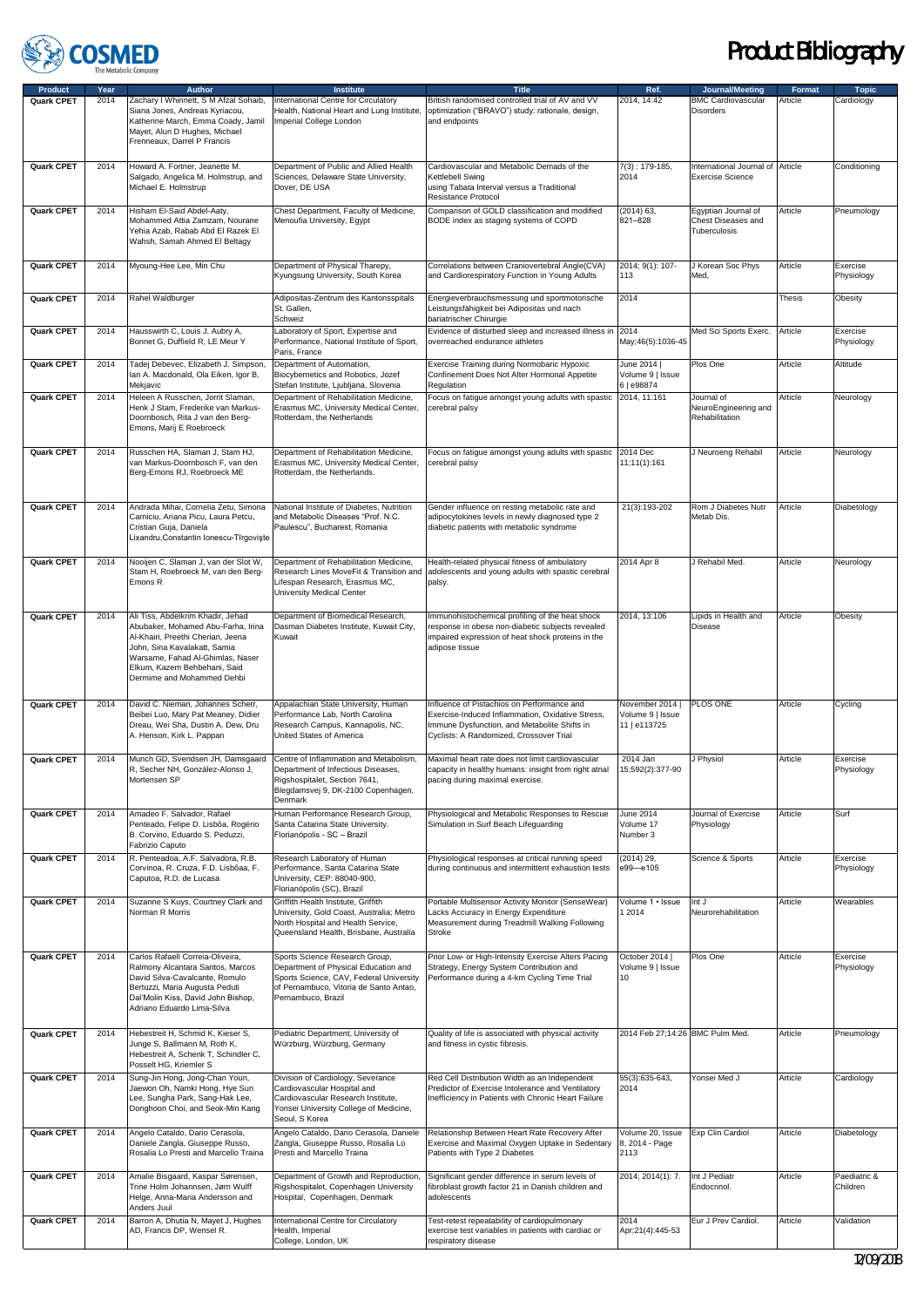| Product | Year | Author | Institute | Title | Ref. | Journal/Meeting | Format | Topic |
|---|---|---|---|---|---|---|---|---|
| Quark CPET | 2014 | Zachary I Whinnett, S M Afzal Sohaib, Siana Jones, Andreas Kyriacou, Katherine March, Emma Coady, Jamil Mayet, Alun D Hughes, Michael Frenneaux, Darrel P Francis | International Centre for Circulatory Health, National Heart and Lung Institute, Imperial College London | British randomised controlled trial of AV and VV optimization ("BRAVO") study: rationale, design, and endpoints | 2014, 14:42 | BMC Cardiovascular Disorders | Article | Cardiology |
| Quark CPET | 2014 | Howard A. Fortner, Jeanette M. Salgado, Angelica M. Holmstrup, and Michael E. Holmstrup | Department of Public and Allied Health Sciences, Delaware State University, Dover, DE USA | Cardiovascular and Metabolic Demads of the Kettlebell Swing using Tabata Interval versus a Traditional Resistance Protocol | 7(3) : 179-185, 2014 | International Journal of Exercise Science | Article | Conditioning |
| Quark CPET | 2014 | Hisham El-Said Abdel-Aaty, Mohammed Attia Zamzam, Nourane Yehia Azab, Rabab Abd El Razek El Wahsh, Samah Ahmed El Beltagy | Chest Department, Faculty of Medicine, Menoufia University, Egypt | Comparison of GOLD classification and modified BODE index as staging systems of COPD | (2014) 63, 821–828 | Egyptian Journal of Chest Diseases and Tuberculosis | Article | Pneumology |
| Quark CPET | 2014 | Myoung-Hee Lee, Min Chu | Department of Physical Tharepy, Kyungsung University, South Korea | Correlations between Craniovertebral Angle(CVA) and Cardiorespiratory Function in Young Adults | 2014; 9(1): 107-113 | J Korean Soc Phys Med, | Article | Exercise Physiology |
| Quark CPET | 2014 | Rahel Waldburger | Adipositas-Zentrum des Kantonsspitals St. Gallen, Schweiz | Energieverbrauchsmessung und sportmotorische Leistungsfähigkeit bei Adipositas und nach bariatrischer Chirurgie | 2014 | | Thesis | Obesity |
| Quark CPET | 2014 | Hausswirth C, Louis J, Aubry A, Bonnet G, Duffield R, LE Meur Y | Laboratory of Sport, Expertise and Performance, National Institute of Sport, Paris, France | Evidence of disturbed sleep and increased illness in overreached endurance athletes | 2014 May;46(5):1036-45 | Med Sci Sports Exerc. | Article | Exercise Physiology |
| Quark CPET | 2014 | Tadej Debevec, Elizabeth J. Simpson, Ian A. Macdonald, Ola Eiken, Igor B. Mekjavic | Department of Automation, Biocybernetics and Robotics, Jozef Stefan Institute, Ljubljana, Slovenia | Exercise Training during Normobaric Hypoxic Confinement Does Not Alter Hormonal Appetite Regulation | June 2014 \| Volume 9 \| Issue 6 \| e98874 | Plos One | Article | Altitude |
| Quark CPET | 2014 | Heleen A Russchen, Jorrit Slaman, Henk J Stam, Frederike van Markus-Doornbosch, Rita J van den Berg-Emons, Marij E Roebroeck | Department of Rehabilitation Medicine, Erasmus MC, University Medical Center, Rotterdam, the Netherlands | Focus on fatigue amongst young adults with spastic cerebral palsy | 2014, 11:161 | Journal of NeuroEngineering and Rehabilitation | Article | Neurology |
| Quark CPET | 2014 | Russchen HA, Slaman J, Stam HJ, van Markus-Doornbosch F, van den Berg-Emons RJ, Roebroeck ME | Department of Rehabilitation Medicine, Erasmus MC, University Medical Center, Rotterdam, the Netherlands. | Focus on fatigue amongst young adults with spastic cerebral palsy | 2014 Dec 11;11(1):161 | J Neuroeng Rehabil | Article | Neurology |
| Quark CPET | 2014 | Andrada Mihai, Cornelia Zetu, Simona Carniciu, Ariana Picu, Laura Petcu, Cristian Guja, Daniela Lixandru,Constantin Ionescu-Tîrgovişte | National Institute of Diabetes, Nutrition and Metabolic Diseases "Prof. N.C. Paulescu", Bucharest, Romania | Gender influence on resting metabolic rate and adipocytokines levels in newly diagnosed type 2 diabetic patients with metabolic syndrome | 21(3):193-202 | Rom J Diabetes Nutr Metab Dis. | Article | Diabetology |
| Quark CPET | 2014 | Nooijen C, Slaman J, van der Slot W, Stam H, Roebroeck M, van den Berg-Emons R | Department of Rehabilitation Medicine, Research Lines MoveFit & Transition and Lifespan Research, Erasmus MC, University Medical Center | Health-related physical fitness of ambulatory adolescents and young adults with spastic cerebral palsy. | 2014 Apr 8 | J Rehabil Med. | Article | Neurology |
| Quark CPET | 2014 | Ali Tiss, Abdelkrim Khadir, Jehad Abubaker, Mohamed Abu-Farha, Irina Al-Khairi, Preethi Cherian, Jeena John, Sina Kavalakatt, Samia Warsame, Fahad Al-Ghimlas, Naser Elkum, Kazem Behbehani, Said Dermime and Mohammed Dehbi | Department of Biomedical Research, Dasman Diabetes Institute, Kuwait City, Kuwait | Immunohistochemical profiling of the heat shock response in obese non-diabetic subjects revealed impaired expression of heat shock proteins in the adipose tissue | 2014, 13:106 | Lipids in Health and Disease | Article | Obesity |
| Quark CPET | 2014 | David C. Nieman, Johannes Scherr, Beibei Luo, Mary Pat Meaney, Didier Dreau, Wei Sha, Dustin A. Dew, Dru A. Henson, Kirk L. Pappan | Appalachian State University, Human Performance Lab, North Carolina Research Campus, Kannapolis, NC, United States of America | Influence of Pistachios on Performance and Exercise-Induced Inflammation, Oxidative Stress, Immune Dysfunction, and Metabolite Shifts in Cyclists: A Randomized, Crossover Trial | November 2014 \| Volume 9 \| Issue 11 \| e113725 | PLOS ONE | Article | Cycling |
| Quark CPET | 2014 | Munch GD, Svendsen JH, Damsgaard R, Secher NH, González-Alonso J, Mortensen SP | Centre of Inflammation and Metabolism, Department of Infectious Diseases, Rigshospitalet, Section 7641, Blegdamsvej 9, DK-2100 Copenhagen, Denmark | Maximal heart rate does not limit cardiovascular capacity in healthy humans: insight from right atrial pacing during maximal exercise. | 2014 Jan 15;592(2):377-90 | J Physiol | Article | Exercise Physiology |
| Quark CPET | 2014 | Amadeo F. Salvador, Rafael Penteado, Felipe D. Lisbôa, Rogério B. Corvino, Eduardo S. Peduzzi, Fabrizio Caputo | Human Performance Research Group, Santa Catarina State University. Florianópolis - SC – Brazil | Physiological and Metabolic Responses to Rescue Simulation in Surf Beach Lifeguarding | June 2014 Volume 17 Number 3 | Journal of Exercise Physiology | Article | Surf |
| Quark CPET | 2014 | R. Penteadoa, A.F. Salvadora, R.B. Corvinoa, R. Cruza, F.D. Lisbôaa, F. Caputoa, R.D. de Lucasa | Research Laboratory of Human Performance, Santa Catarina State University, CEP: 88040-900, Florianópolis (SC), Brazil | Physiological responses at critical running speed during continuous and intermittent exhaustion tests | (2014) 29, e99—e105 | Science & Sports | Article | Exercise Physiology |
| Quark CPET | 2014 | Suzanne S Kuys, Courtney Clark and Norman R Morris | Griffith Health Institute, Griffith University, Gold Coast, Australia; Metro North Hospital and Health Service, Queensland Health, Brisbane, Australia | Portable Multisensor Activity Monitor (SenseWear) Lacks Accuracy in Energy Expenditure Measurement during Treadmill Walking Following Stroke | Volume 1 • Issue 1 2014 | Int J Neurorehabilitation | Article | Wearables |
| Quark CPET | 2014 | Carlos Rafaell Correia-Oliveira, Ralmony Alcantara Santos, Marcos David Silva-Cavalcante, Romulo Bertuzzi, Maria Augusta Peduti Dal'Molin Kiss, David John Bishop, Adriano Eduardo Lima-Silva | Sports Science Research Group, Department of Physical Education and Sports Science, CAV, Federal University of Pernambuco, Vitoria de Santo Antao, Pernambuco, Brazil | Prior Low- or High-Intensity Exercise Alters Pacing Strategy, Energy System Contribution and Performance during a 4-km Cycling Time Trial | October 2014 \| Volume 9 \| Issue 10 | Plos One | Article | Exercise Physiology |
| Quark CPET | 2014 | Hebestreit H, Schmid K, Kieser S, Junge S, Ballmann M, Roth K, Hebestreit A, Schenk T, Schindler C, Posselt HG, Kriemler S | Pediatric Department, University of Würzburg, Würzburg, Germany | Quality of life is associated with physical activity and fitness in cystic fibrosis. | 2014 Feb 27;14:26 | BMC Pulm Med. | Article | Pneumology |
| Quark CPET | 2014 | Sung-Jin Hong, Jong-Chan Youn, Jaewon Oh, Namki Hong, Hye Sun Lee, Sungha Park, Sang-Hak Lee, Donghoon Choi, and Seok-Min Kang | Division of Cardiology, Severance Cardiovascular Hospital and Cardiovascular Research Institute, Yonsei University College of Medicine, Seoul, S Korea | Red Cell Distribution Width as an Independent Predictor of Exercise Intolerance and Ventilatory Inefficiency in Patients with Chronic Heart Failure | 55(3):635-643, 2014 | Yonsei Med J | Article | Cardiology |
| Quark CPET | 2014 | Angelo Cataldo, Dario Cerasola, Daniele Zangla, Giuseppe Russo, Rosalia Lo Presti and Marcello Traina | Angelo Cataldo, Dario Cerasola, Daniele Zangla, Giuseppe Russo, Rosalia Lo Presti and Marcello Traina | Relationship Between Heart Rate Recovery After Exercise and Maximal Oxygen Uptake in Sedentary Patients with Type 2 Diabetes | Volume 20, Issue 8, 2014 - Page 2113 | Exp Clin Cardiol | Article | Diabetology |
| Quark CPET | 2014 | Amalie Bisgaard, Kaspar Sørensen, Trine Holm Johannsen, Jørn Wulff Helge, Anna-Maria Andersson and Anders Juul | Department of Growth and Reproduction, Rigshospitalet, Copenhagen University Hospital, Copenhagen, Denmark | Significant gender difference in serum levels of fibroblast growth factor 21 in Danish children and adolescents | 2014; 2014(1): 7. | Int J Pediatr Endocrinol. | Article | Paediatric & Children |
| Quark CPET | 2014 | Barron A, Dhutia N, Mayet J, Hughes AD, Francis DP, Wensel R. | International Centre for Circulatory Health, Imperial College, London, UK | Test-retest repeatability of cardiopulmonary exercise test variables in patients with cardiac or respiratory disease | 2014 Apr;21(4):445-53 | Eur J Prev Cardiol. | Article | Validation |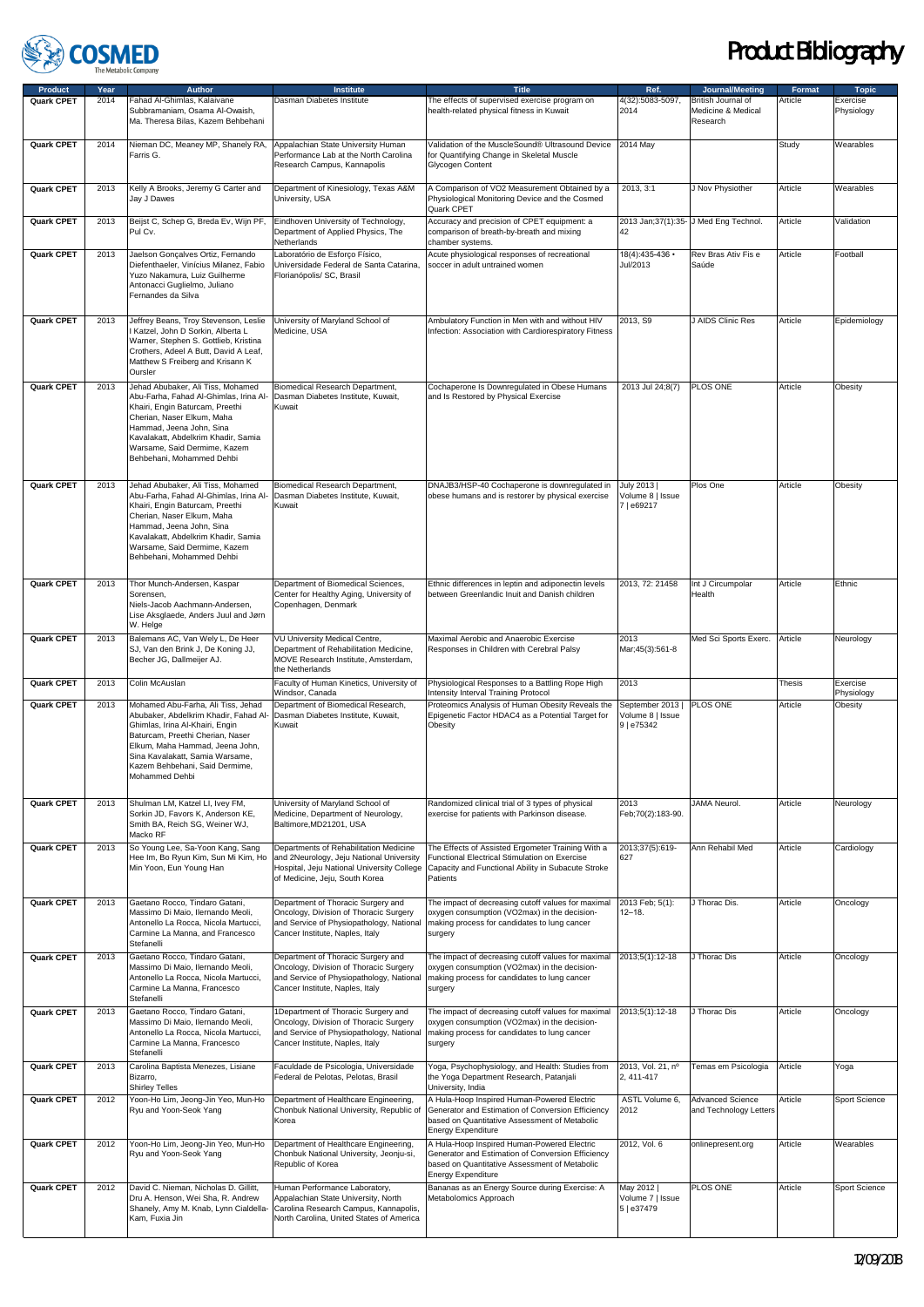| Product | Year | Author | Institute | Title | Ref. | Journal/Meeting | Format | Topic |
|---|---|---|---|---|---|---|---|---|
| Quark CPET | 2014 | Fahad Al-Ghimlas, Kalaivane Subbramaniam, Osama Al-Owaish, Ma. Theresa Bilas, Kazem Behbehani | Dasman Diabetes Institute | The effects of supervised exercise program on health-related physical fitness in Kuwait | 4(32):5083-5097, 2014 | British Journal of Medicine & Medical Research | Article | Exercise Physiology |
| Quark CPET | 2014 | Nieman DC, Meaney MP, Shanely RA, Farris G. | Appalachian State University Human Performance Lab at the North Carolina Research Campus, Kannapolis | Validation of the MuscleSound® Ultrasound Device for Quantifying Change in Skeletal Muscle Glycogen Content | 2014 May | | Study | Wearables |
| Quark CPET | 2013 | Kelly A Brooks, Jeremy G Carter and Jay J Dawes | Department of Kinesiology, Texas A&M University, USA | A Comparison of VO2 Measurement Obtained by a Physiological Monitoring Device and the Cosmed Quark CPET | 2013, 3:1 | J Nov Physiother | Article | Wearables |
| Quark CPET | 2013 | Beijst C, Schep G, Breda Ev, Wijn PF, Pul Cv. | Eindhoven University of Technology, Department of Applied Physics, The Netherlands | Accuracy and precision of CPET equipment: a comparison of breath-by-breath and mixing chamber systems. | 2013 Jan;37(1):35-42 | J Med Eng Technol. | Article | Validation |
| Quark CPET | 2013 | Jaelson Gonçalves Ortiz, Fernando Diefenthaeler, Vinicius Milanez, Fabio Yuzo Nakamura, Luiz Guilherme Antonacci Guglielmo, Juliano Fernandes da Silva | Laboratório de Esforço Físico, Universidade Federal de Santa Catarina, Florianópolis/ SC, Brasil | Acute physiological responses of recreational soccer in adult untrained women | 18(4):435-436 • Jul/2013 | Rev Bras Ativ Fis e Saúde | Article | Football |
| Quark CPET | 2013 | Jeffrey Beans, Troy Stevenson, Leslie I Katzel, John D Sorkin, Alberta L Warner, Stephen S. Gottlieb, Kristina Crothers, Adeel A Butt, David A Leaf, Matthew S Freiberg and Krisann K Oursler | University of Maryland School of Medicine, USA | Ambulatory Function in Men with and without HIV Infection: Association with Cardiorespiratory Fitness | 2013, S9 | J AIDS Clinic Res | Article | Epidemiology |
| Quark CPET | 2013 | Jehad Abubaker, Ali Tiss, Mohamed Abu-Farha, Fahad Al-Ghimlas, Irina Al-Khairi, Engin Baturcam, Preethi Cherian, Naser Elkum, Maha Hammad, Jeena John, Sina Kavalakatt, Abdelkrim Khadir, Samia Warsame, Said Dermime, Kazem Behbehani, Mohammed Dehbi | Biomedical Research Department, Dasman Diabetes Institute, Kuwait, Kuwait | Cochaperone Is Downregulated in Obese Humans and Is Restored by Physical Exercise | 2013 Jul 24;8(7) | PLOS ONE | Article | Obesity |
| Quark CPET | 2013 | Jehad Abubaker, Ali Tiss, Mohamed Abu-Farha, Fahad Al-Ghimlas, Irina Al-Khairi, Engin Baturcam, Preethi Cherian, Naser Elkum, Maha Hammad, Jeena John, Sina Kavalakatt, Abdelkrim Khadir, Samia Warsame, Said Dermime, Kazem Behbehani, Mohammed Dehbi | Biomedical Research Department, Dasman Diabetes Institute, Kuwait, Kuwait | DNAJB3/HSP-40 Cochaperone is downregulated in obese humans and is restorer by physical exercise | July 2013 \| Volume 8 \| Issue 7 \| e69217 | Plos One | Article | Obesity |
| Quark CPET | 2013 | Thor Munch-Andersen, Kaspar Sorensen, Niels-Jacob Aachmann-Andersen, Lise Aksglaede, Anders Juul and Jørn W. Helge | Department of Biomedical Sciences, Center for Healthy Aging, University of Copenhagen, Denmark | Ethnic differences in leptin and adiponectin levels between Greenlandic Inuit and Danish children | 2013, 72: 21458 | Int J Circumpolar Health | Article | Ethnic |
| Quark CPET | 2013 | Balemans AC, Van Wely L, De Heer SJ, Van den Brink J, De Koning JJ, Becher JG, Dallmeijer AJ. | VU University Medical Centre, Department of Rehabilitation Medicine, MOVE Research Institute, Amsterdam, the Netherlands | Maximal Aerobic and Anaerobic Exercise Responses in Children with Cerebral Palsy | 2013 Mar;45(3):561-8 | Med Sci Sports Exerc. | Article | Neurology |
| Quark CPET | 2013 | Colin McAuslan | Faculty of Human Kinetics, University of Windsor, Canada | Physiological Responses to a Battling Rope High Intensity Interval Training Protocol | 2013 | | Thesis | Exercise Physiology |
| Quark CPET | 2013 | Mohamed Abu-Farha, Ali Tiss, Jehad Abubaker, Abdelkrim Khadir, Fahad Al-Ghimlas, Irina Al-Khairi, Engin Baturcam, Preethi Cherian, Naser Elkum, Maha Hammad, Jeena John, Sina Kavalakatt, Samia Warsame, Kazem Behbehani, Said Dermime, Mohammed Dehbi | Department of Biomedical Research, Dasman Diabetes Institute, Kuwait, Kuwait | Proteomics Analysis of Human Obesity Reveals the Epigenetic Factor HDAC4 as a Potential Target for Obesity | September 2013 \| Volume 8 \| Issue 9 \| e75342 | PLOS ONE | Article | Obesity |
| Quark CPET | 2013 | Shulman LM, Katzel LI, Ivey FM, Sorkin JD, Favors K, Anderson KE, Smith BA, Reich SG, Weiner WJ, Macko RF | University of Maryland School of Medicine, Department of Neurology, Baltimore,MD21201, USA | Randomized clinical trial of 3 types of physical exercise for patients with Parkinson disease. | 2013 Feb;70(2):183-90. | JAMA Neurol. | Article | Neurology |
| Quark CPET | 2013 | So Young Lee, Sa-Yoon Kang, Sang Hee Im, Bo Ryun Kim, Sun Mi Kim, Ho Min Yoon, Eun Young Han | Departments of Rehabilitation Medicine and 2Neurology, Jeju National University Hospital, Jeju National University College of Medicine, Jeju, South Korea | The Effects of Assisted Ergometer Training With a Functional Electrical Stimulation on Exercise Capacity and Functional Ability in Subacute Stroke Patients | 2013;37(5):619-627 | Ann Rehabil Med | Article | Cardiology |
| Quark CPET | 2013 | Gaetano Rocco, Tindaro Gatani, Massimo Di Maio, Ilernando Meoli, Antonello La Rocca, Nicola Martucci, Carmine La Manna, and Francesco Stefanelli | Department of Thoracic Surgery and Oncology, Division of Thoracic Surgery and Service of Physiopathology, National Cancer Institute, Naples, Italy | The impact of decreasing cutoff values for maximal oxygen consumption (VO2max) in the decision-making process for candidates to lung cancer surgery | 2013 Feb; 5(1): 12–18. | J Thorac Dis. | Article | Oncology |
| Quark CPET | 2013 | Gaetano Rocco, Tindaro Gatani, Massimo Di Maio, Ilernando Meoli, Antonello La Rocca, Nicola Martucci, Carmine La Manna, Francesco Stefanelli | Department of Thoracic Surgery and Oncology, Division of Thoracic Surgery and Service of Physiopathology, National Cancer Institute, Naples, Italy | The impact of decreasing cutoff values for maximal oxygen consumption (VO2max) in the decision-making process for candidates to lung cancer surgery | 2013;5(1):12-18 | J Thorac Dis | Article | Oncology |
| Quark CPET | 2013 | Gaetano Rocco, Tindaro Gatani, Massimo Di Maio, Ilernando Meoli, Antonello La Rocca, Nicola Martucci, Carmine La Manna, Francesco Stefanelli | 1Department of Thoracic Surgery and Oncology, Division of Thoracic Surgery and Service of Physiopathology, National Cancer Institute, Naples, Italy | The impact of decreasing cutoff values for maximal oxygen consumption (VO2max) in the decision-making process for candidates to lung cancer surgery | 2013;5(1):12-18 | J Thorac Dis | Article | Oncology |
| Quark CPET | 2013 | Carolina Baptista Menezes, Lisiane Bizarro, Shirley Telles | Faculdade de Psicologia, Universidade Federal de Pelotas, Pelotas, Brasil | Yoga, Psychophysiology, and Health: Studies from the Yoga Department Research, Patanjali University, India | 2013, Vol. 21, nº 2, 411-417 | Temas em Psicologia | Article | Yoga |
| Quark CPET | 2012 | Yoon-Ho Lim, Jeong-Jin Yeo, Mun-Ho Ryu and Yoon-Seok Yang | Department of Healthcare Engineering, Chonbuk National University, Republic of Korea | A Hula-Hoop Inspired Human-Powered Electric Generator and Estimation of Conversion Efficiency based on Quantitative Assessment of Metabolic Energy Expenditure | ASTL Volume 6, 2012 | Advanced Science and Technology Letters | Article | Sport Science |
| Quark CPET | 2012 | Yoon-Ho Lim, Jeong-Jin Yeo, Mun-Ho Ryu and Yoon-Seok Yang | Department of Healthcare Engineering, Chonbuk National University, Jeonju-si, Republic of Korea | A Hula-Hoop Inspired Human-Powered Electric Generator and Estimation of Conversion Efficiency based on Quantitative Assessment of Metabolic Energy Expenditure | 2012, Vol. 6 | onlinepresent.org | Article | Wearables |
| Quark CPET | 2012 | David C. Nieman, Nicholas D. Gillitt, Dru A. Henson, Wei Sha, R. Andrew Shanely, Amy M. Knab, Lynn Cialdella-Kam, Fuxia Jin | Human Performance Laboratory, Appalachian State University, North Carolina Research Campus, Kannapolis, North Carolina, United States of America | Bananas as an Energy Source during Exercise: A Metabolomics Approach | May 2012 \| Volume 7 \| Issue 5 \| e37479 | PLOS ONE | Article | Sport Science |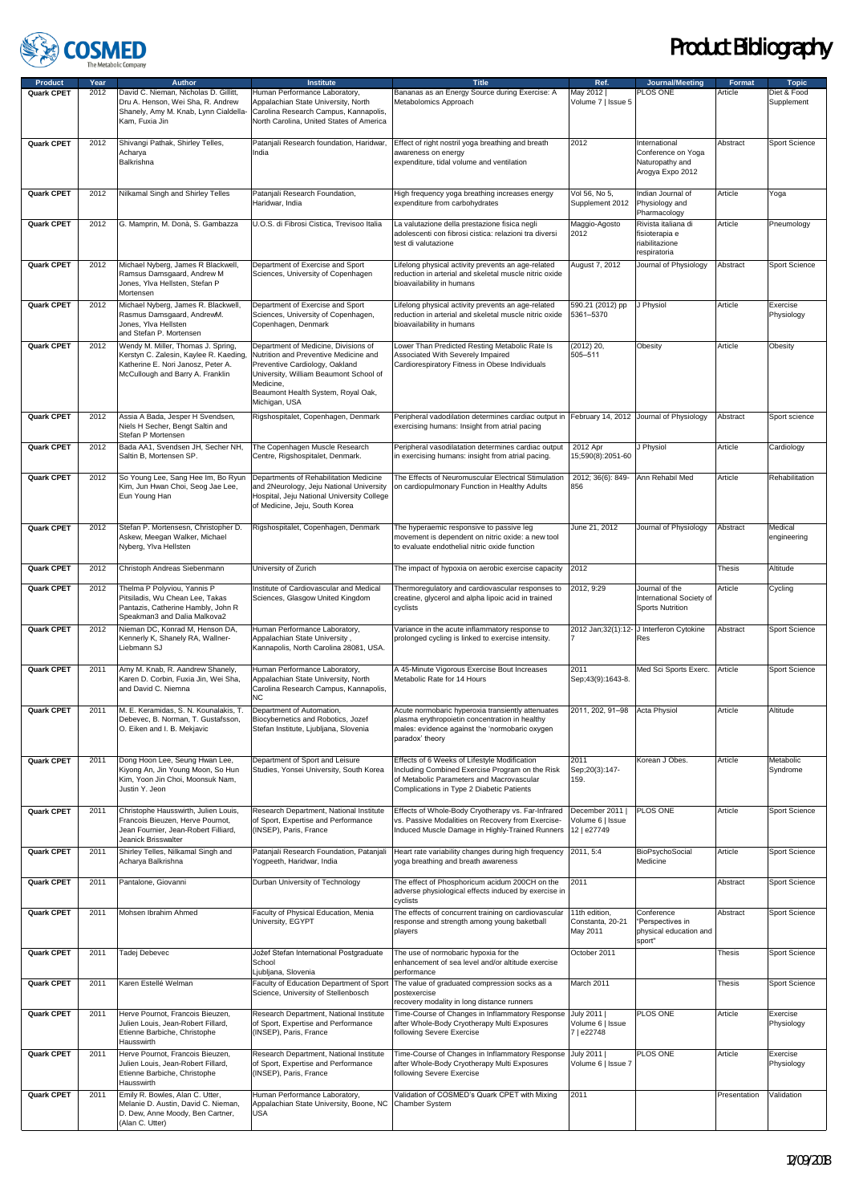| Product | Year | Author | Institute | Title | Ref. | Journal/Meeting | Format | Topic |
|---|---|---|---|---|---|---|---|---|
| **Quark CPET** | 2012 | David C. Nieman, Nicholas D. Gillitt, Dru A. Henson, Wei Sha, R. Andrew Shanely, Amy M. Knab, Lynn Cialdella-Kam, Fuxia Jin | Human Performance Laboratory, Appalachian State University, North Carolina Research Campus, Kannapolis, North Carolina, United States of America | Bananas as an Energy Source during Exercise: A Metabolomics Approach | May 2012 \| Volume 7 \| Issue 5 | PLOS ONE | Article | Diet & Food Supplement |
| **Quark CPET** | 2012 | Shivangi Pathak, Shirley Telles, Acharya Balkrishna | Patanjali Research foundation, Haridwar, India | Effect of right nostril yoga breathing and breath awareness on energy expenditure, tidal volume and ventilation | 2012 | International Conference on Yoga Naturopathy and Arogya Expo 2012 | Abstract | Sport Science |
| **Quark CPET** | 2012 | Nilkamal Singh and Shirley Telles | Patanjali Research Foundation, Haridwar, India | High frequency yoga breathing increases energy expenditure from carbohydrates | Vol 56, No 5, Supplement 2012 | Indian Journal of Physiology and Pharmacology | Article | Yoga |
| **Quark CPET** | 2012 | G. Mamprin, M. Donà, S. Gambazza | U.O.S. di Fibrosi Cistica, Trevisoo Italia | La valutazione della prestazione fisica negli adolescenti con fibrosi cistica: relazioni tra diversi test di valutazione | Maggio-Agosto 2012 | Rivista italiana di fisioterapia e riabilitazione respiratoria | Article | Pneumology |
| **Quark CPET** | 2012 | Michael Nyberg, James R Blackwell, Ramsus Damsgaard, Andrew M Jones, Ylva Hellsten, Stefan P Mortensen | Department of Exercise and Sport Sciences, University of Copenhagen | Lifelong physical activity prevents an age-related reduction in arterial and skeletal muscle nitric oxide bioavailability in humans | August 7, 2012 | Journal of Physiology | Abstract | Sport Science |
| **Quark CPET** | 2012 | Michael Nyberg, James R. Blackwell, Rasmus Damsgaard, AndrewM. Jones, Ylva Hellsten and Stefan P. Mortensen | Department of Exercise and Sport Sciences, University of Copenhagen, Copenhagen, Denmark | Lifelong physical activity prevents an age-related reduction in arterial and skeletal muscle nitric oxide bioavailability in humans | 590.21 (2012) pp 5361–5370 | J Physiol | Article | Exercise Physiology |
| **Quark CPET** | 2012 | Wendy M. Miller, Thomas J. Spring, Kerstyn C. Zalesin, Kaylee R. Kaeding, Katherine E. Nori Janosz, Peter A. McCullough and Barry A. Franklin | Department of Medicine, Divisions of Nutrition and Preventive Medicine and Preventive Cardiology, Oakland University, William Beaumont School of Medicine, Beaumont Health System, Royal Oak, Michigan, USA | Lower Than Predicted Resting Metabolic Rate Is Associated With Severely Impaired Cardiorespiratory Fitness in Obese Individuals | (2012) 20, 505–511 | Obesity | Article | Obesity |
| **Quark CPET** | 2012 | Assia A Bada, Jesper H Svendsen, Niels H Secher, Bengt Saltin and Stefan P Mortensen | Rigshospitalet, Copenhagen, Denmark | Peripheral vadodilation determines cardiac output in exercising humans: Insight from atrial pacing | February 14, 2012 | Journal of Physiology | Abstract | Sport science |
| **Quark CPET** | 2012 | Bada AA1, Svendsen JH, Secher NH, Saltin B, Mortensen SP. | The Copenhagen Muscle Research Centre, Rigshospitalet, Denmark. | Peripheral vasodilatation determines cardiac output in exercising humans: insight from atrial pacing. | 2012 Apr 15;590(8):2051-60 | J Physiol | Article | Cardiology |
| **Quark CPET** | 2012 | So Young Lee, Sang Hee Im, Bo Ryun Kim, Jun Hwan Choi, Seog Jae Lee, Eun Young Han | Departments of Rehabilitation Medicine and 2Neurology, Jeju National University Hospital, Jeju National University College of Medicine, Jeju, South Korea | The Effects of Neuromuscular Electrical Stimulation on cardiopulmonary Function in Healthy Adults | 2012; 36(6): 849-856 | Ann Rehabil Med | Article | Rehabilitation |
| **Quark CPET** | 2012 | Stefan P. Mortensesn, Christopher D. Askew, Meegan Walker, Michael Nyberg, Ylva Hellsten | Rigshospitalet, Copenhagen, Denmark | The hyperaemic responsive to passive leg movement is dependent on nitric oxide: a new tool to evaluate endothelial nitric oxide function | June 21, 2012 | Journal of Physiology | Abstract | Medical engineering |
| **Quark CPET** | 2012 | Christoph Andreas Siebenmann | University of Zurich | The impact of hypoxia on aerobic exercise capacity | 2012 | | Thesis | Altitude |
| **Quark CPET** | 2012 | Thelma P Polyviou, Yannis P Pitsiladis, Wu Chean Lee, Takas Pantazis, Catherine Hambly, John R Speakman3 and Dalia Malkova2 | Institute of Cardiovascular and Medical Sciences, Glasgow United Kingdom | Thermoregulatory and cardiovascular responses to creatine, glycerol and alpha lipoic acid in trained cyclists | 2012, 9:29 | Journal of the International Society of Sports Nutrition | Article | Cycling |
| **Quark CPET** | 2012 | Nieman DC, Konrad M, Henson DA, Kennerly K, Shanely RA, Wallner-Liebmann SJ | Human Performance Laboratory, Appalachian State University , Kannapolis, North Carolina 28081, USA. | Variance in the acute inflammatory response to prolonged cycling is linked to exercise intensity. | 2012 Jan;32(1):12-7 | J Interferon Cytokine Res | Abstract | Sport Science |
| **Quark CPET** | 2011 | Amy M. Knab, R. Aandrew Shanely, Karen D. Corbin, Fuxia Jin, Wei Sha, and David C. Niemna | Human Performance Laboratory, Appalachian State University, North Carolina Research Campus, Kannapolis, NC | A 45-Minute Vigorous Exercise Bout Increases Metabolic Rate for 14 Hours | 2011 Sep;43(9):1643-8. | Med Sci Sports Exerc. | Article | Sport Science |
| **Quark CPET** | 2011 | M. E. Keramidas, S. N. Kounalakis, T. Debevec, B. Norman, T. Gustafsson, O. Eiken and I. B. Mekjavic | Department of Automation, Biocybernetics and Robotics, Jozef Stefan Institute, Ljubljana, Slovenia | Acute normobaric hyperoxia transiently attenuates plasma erythropoietin concentration in healthy males: evidence against the 'normobaric oxygen paradox' theory | 2011, 202, 91–98 | Acta Physiol | Article | Altitude |
| **Quark CPET** | 2011 | Dong Hoon Lee, Seung Hwan Lee, Kiyong An, Jin Young Moon, So Hun Kim, Yoon Jin Choi, Moonsuk Nam, Justin Y. Jeon | Department of Sport and Leisure Studies, Yonsei University, South Korea | Effects of 6 Weeks of Lifestyle Modification Including Combined Exercise Program on the Risk of Metabolic Parameters and Macrovascular Complications in Type 2 Diabetic Patients | 2011 Sep;20(3):147-159. | Korean J Obes. | Article | Metabolic Syndrome |
| **Quark CPET** | 2011 | Christophe Hausswirth, Julien Louis, Francois Bieuzen, Herve Pournot, Jean Fournier, Jean-Robert Filliard, Jeanick Brisswalter | Research Department, National Institute of Sport, Expertise and Performance (INSEP), Paris, France | Effects of Whole-Body Cryotherapy vs. Far-Infrared vs. Passive Modalities on Recovery from Exercise-Induced Muscle Damage in Highly-Trained Runners | December 2011 \| Volume 6 \| Issue 12 \| e27749 | PLOS ONE | Article | Sport Science |
| **Quark CPET** | 2011 | Shirley Telles, Nilkamal Singh and Acharya Balkrishna | Patanjali Research Foundation, Patanjali Yogpeeth, Haridwar, India | Heart rate variability changes during high frequency yoga breathing and breath awareness | 2011, 5:4 | BioPsychoSocial Medicine | Article | Sport Science |
| **Quark CPET** | 2011 | Pantalone, Giovanni | Durban University of Technology | The effect of Phosphoricum acidum 200CH on the adverse physiological effects induced by exercise in cyclists | 2011 | | Abstract | Sport Science |
| **Quark CPET** | 2011 | Mohsen Ibrahim Ahmed | Faculty of Physical Education, Menia University, EGYPT | The effects of concurrent training on cardiovascular response and strength among young baketball players | 11th edition, Constanta, 20-21 May 2011 | Conference "Perspectives in physical education and sport" | Abstract | Sport Science |
| **Quark CPET** | 2011 | Tadej Debevec | Jožef Stefan International Postgraduate School Ljubljana, Slovenia | The use of normobaric hypoxia for the enhancement of sea level and/or altitude exercise performance | October 2011 | | Thesis | Sport Science |
| **Quark CPET** | 2011 | Karen Estellé Welman | Faculty of Education Department of Sport Science, University of Stellenbosch | The value of graduated compression socks as a postexercise recovery modality in long distance runners | March 2011 | | Thesis | Sport Science |
| **Quark CPET** | 2011 | Herve Pournot, Francois Bieuzen, Julien Louis, Jean-Robert Fillard, Etienne Barbiche, Christophe Hausswirth | Research Department, National Institute of Sport, Expertise and Performance (INSEP), Paris, France | Time-Course of Changes in Inflammatory Response after Whole-Body Cryotherapy Multi Exposures following Severe Exercise | July 2011 \| Volume 6 \| Issue 7 \| e22748 | PLOS ONE | Article | Exercise Physiology |
| **Quark CPET** | 2011 | Herve Pournot, Francois Bieuzen, Julien Louis, Jean-Robert Fillard, Etienne Barbiche, Christophe Hausswirth | Research Department, National Institute of Sport, Expertise and Performance (INSEP), Paris, France | Time-Course of Changes in Inflammatory Response after Whole-Body Cryotherapy Multi Exposures following Severe Exercise | July 2011 \| Volume 6 \| Issue 7 | PLOS ONE | Article | Exercise Physiology |
| **Quark CPET** | 2011 | Emily R. Bowles, Alan C. Utter, Melanie D. Austin, David C. Nieman, D. Dew, Anne Moody, Ben Cartner, (Alan C. Utter) | Human Performance Laboratory, Appalachian State University, Boone, NC USA | Validation of COSMED's Quark CPET with Mixing Chamber System | 2011 | | Presentation | Validation |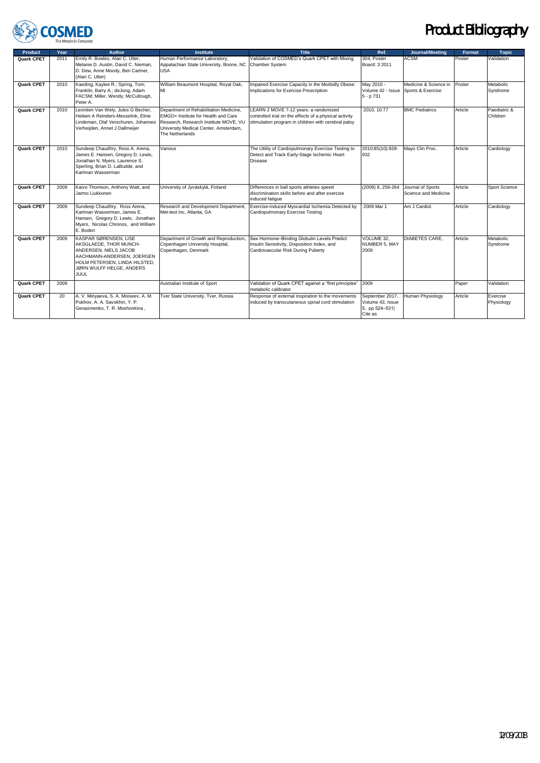# Product Bibliography

| Product | Year | Author | Institute | Title | Ref. | Journal/Meeting | Format | Topic |
|---|---|---|---|---|---|---|---|---|
| Quark CPET | 2011 | Emily R. Bowles, Alan C. Utter, Melanie D. Austin, David C. Nieman, D. Dew, Anne Moody, Ben Cartner, (Alan C. Utter) | Human Performance Laboratory, Appalachian State University, Boone, NC USA | Validation of COSMED's Quark CPET with Mixing Chamber System | 304, Poster Board: 3 2011 | ACSM | Poster | Validation |
| Quark CPET | 2010 | Kaeding, Kaylee R.; Spring, Tom; Franklin, Barry A.; deJong, Adam FACSM; Miller, Wendy; McCullough, Peter A. | William Beaumont Hospital, Royal Oak, MI | Impaired Exercise Capacity in the Morbidly Obese: Implications for Exercise Prescription | May 2010 - Volume 42 - Issue 5 - p 731 | Medicine & Science in Sports & Exercise | Poster | Metabolic Syndrome |
| Quark CPET | 2010 | Leontien Van Wely, Jules G Becher, Heleen A Reinders-Messelink, Eline Lindeman, Olaf Verschuren, Johannes Verheijden, Annet J Dallmeijer | Department of Rehabilitation Medicine, EMGO+ Institute for Health and Care Research, Research Institute MOVE, VU University Medical Center, Amsterdam, The Netherlands | LEARN 2 MOVE 7-12 years: a randomized controlled trial on the effects of a physical activity stimulation program in children with cerebral palsy | 2010, 10:77 | BMC Pediatrics | Article | Paediatric & Children |
| Quark CPET | 2010 | Sundeep Chaudhry, Ross A. Arena, James E. Hansen, Gregory D. Lewis, Jonathan N. Myers, Laurence S. Sperling, Brian D. LaBudde, and Karlman Wasserman | Various | The Utility of Cardiopulmonary Exercise Testing to Detect and Track Early-Stage Ischemic Heart Disease | 2010;85(10):928-932 | Mayo Clin Proc. | Article | Cardiology |
| Quark CPET | 2009 | Kaivo Thomson, Anthony Watt, and Jarmo Liukkonen | University of Jyväskylä, Finland | Differences in ball sports athletes speed discrimination skills before and after exercise induced fatigue | (2009) 8, 259-264 | Journal of Sports Science and Medicine | Article | Sport Science |
| Quark CPET | 2009 | Sundeep Chaudhry, Ross Arena, Karlman Wasserman, James E. Hansen, Gregory D. Lewis, Jonathan Myers, Nicolas Chronos, and William E. Boden | Research and Development Department, Met-test Inc, Atlanta, GA | Exercise-induced Myocardial Ischemia Detected by Cardiopulmonary Exercise Testing | 2009 Mar 1 | Am J Cardiol. | Article | Cardiology |
| Quark CPET | 2009 | KASPAR SØRENSEN, LISE AKSGLAEDE, THOR MUNCH-ANDERSEN, NIELS JACOB AACHMANN-ANDERSEN, JOERGEN HOLM PETERSEN, LINDA HILSTED, JØRN WULFF HELGE, ANDERS JUUL | Department of Growth and Reproduction, Copenhagen University Hospital, Copenhagen, Denmark | Sex Hormone–Binding Globulin Levels Predict Insulin Sensitivity, Disposition Index, and Cardiovascular Risk During Puberty | VOLUME 32, NUMBER 5, MAY 2009 | DIABETES CARE, | Article | Metabolic Syndrome |
| Quark CPET | 2009 | | Australian Institute of Sport | Validation of Quark CPET against a "first principles" metabolic calibrator | 2009 | | Paper | Validation |
| Quark CPET | 20 | A. V. Minyaeva, S. A. Moiseev, A. M. Pukhov, A. A. Savokhin, Y. P. Gerasimenko, T. R. Moshonkina , | Tver State University, Tver, Russia | Response of external inspiration to the movements induced by transcutaneous spinal cord stimulation | September 2017, Volume 43, Issue 5, pp 524–531\| Cite as | Human Physiology | Article | Exercise Physiology |